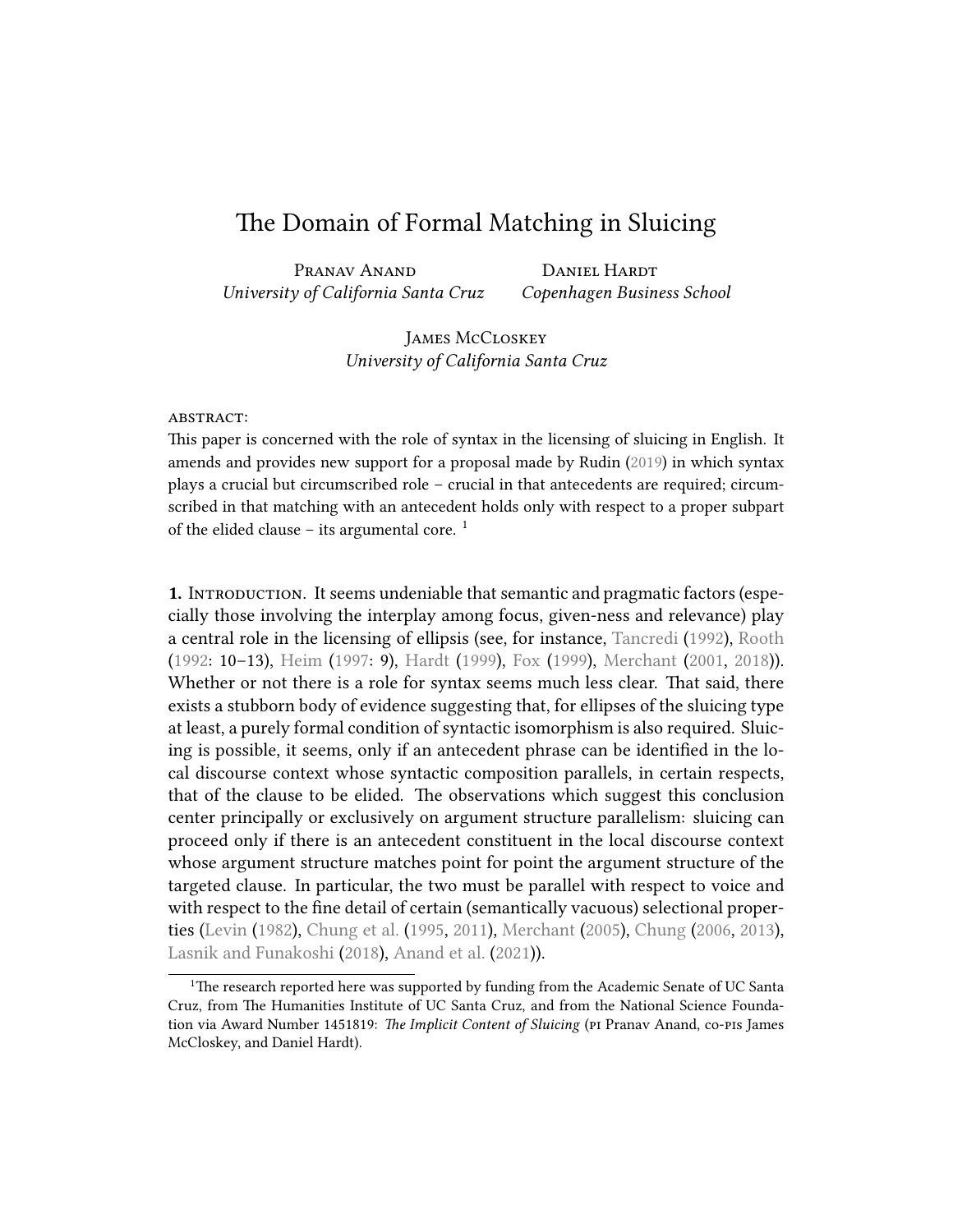# The Domain of Formal Matching in Sluicing

Pranav Anand
*University of California Santa Cruz*

Daniel Hardt
*Copenhagen Business School*

James McCloskey
*University of California Santa Cruz*

ABSTRACT:
This paper is concerned with the role of syntax in the licensing of sluicing in English. It amends and provides new support for a proposal made by Rudin (2019) in which syntax plays a crucial but circumscribed role – crucial in that antecedents are required; circumscribed in that matching with an antecedent holds only with respect to a proper subpart of the elided clause – its argumental core. [1]

**1.** Introduction. It seems undeniable that semantic and pragmatic factors (especially those involving the interplay among focus, given-ness and relevance) play a central role in the licensing of ellipsis (see, for instance, Tancredi (1992), Rooth (1992: 10–13), Heim (1997: 9), Hardt (1999), Fox (1999), Merchant (2001, 2018)). Whether or not there is a role for syntax seems much less clear. That said, there exists a stubborn body of evidence suggesting that, for ellipses of the sluicing type at least, a purely formal condition of syntactic isomorphism is also required. Sluicing is possible, it seems, only if an antecedent phrase can be identified in the local discourse context whose syntactic composition parallels, in certain respects, that of the clause to be elided. The observations which suggest this conclusion center principally or exclusively on argument structure parallelism: sluicing can proceed only if there is an antecedent constituent in the local discourse context whose argument structure matches point for point the argument structure of the targeted clause. In particular, the two must be parallel with respect to voice and with respect to the fine detail of certain (semantically vacuous) selectional properties (Levin (1982), Chung et al. (1995, 2011), Merchant (2005), Chung (2006, 2013), Lasnik and Funakoshi (2018), Anand et al. (2021)).

[1] The research reported here was supported by funding from the Academic Senate of UC Santa Cruz, from The Humanities Institute of UC Santa Cruz, and from the National Science Foundation via Award Number 1451819: *The Implicit Content of Sluicing* (PI Pranav Anand, co-PIs James McCloskey, and Daniel Hardt).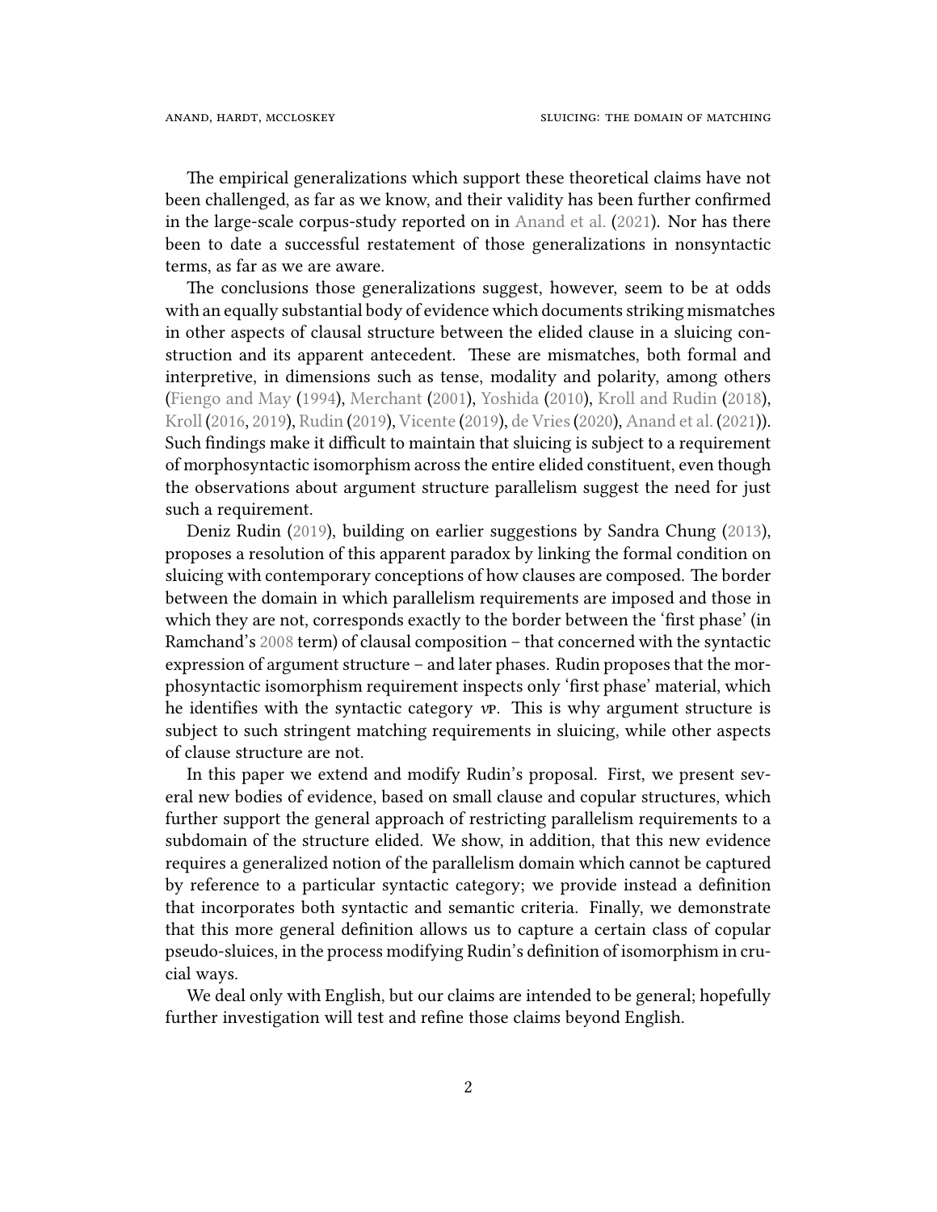The empirical generalizations which support these theoretical claims have not been challenged, as far as we know, and their validity has been further confirmed in the large-scale corpus-study reported on in Anand et al. (2021). Nor has there been to date a successful restatement of those generalizations in nonsyntactic terms, as far as we are aware.

The conclusions those generalizations suggest, however, seem to be at odds with an equally substantial body of evidence which documents striking mismatches in other aspects of clausal structure between the elided clause in a sluicing construction and its apparent antecedent. These are mismatches, both formal and interpretive, in dimensions such as tense, modality and polarity, among others (Fiengo and May (1994), Merchant (2001), Yoshida (2010), Kroll and Rudin (2018), Kroll (2016, 2019), Rudin (2019), Vicente (2019), de Vries (2020), Anand et al. (2021)). Such findings make it difficult to maintain that sluicing is subject to a requirement of morphosyntactic isomorphism across the entire elided constituent, even though the observations about argument structure parallelism suggest the need for just such a requirement.

Deniz Rudin (2019), building on earlier suggestions by Sandra Chung (2013), proposes a resolution of this apparent paradox by linking the formal condition on sluicing with contemporary conceptions of how clauses are composed. The border between the domain in which parallelism requirements are imposed and those in which they are not, corresponds exactly to the border between the 'first phase' (in Ramchand's 2008 term) of clausal composition – that concerned with the syntactic expression of argument structure – and later phases. Rudin proposes that the morphosyntactic isomorphism requirement inspects only 'first phase' material, which he identifies with the syntactic category *vP*. This is why argument structure is subject to such stringent matching requirements in sluicing, while other aspects of clause structure are not.

In this paper we extend and modify Rudin's proposal. First, we present several new bodies of evidence, based on small clause and copular structures, which further support the general approach of restricting parallelism requirements to a subdomain of the structure elided. We show, in addition, that this new evidence requires a generalized notion of the parallelism domain which cannot be captured by reference to a particular syntactic category; we provide instead a definition that incorporates both syntactic and semantic criteria. Finally, we demonstrate that this more general definition allows us to capture a certain class of copular pseudo-sluices, in the process modifying Rudin's definition of isomorphism in crucial ways.

We deal only with English, but our claims are intended to be general; hopefully further investigation will test and refine those claims beyond English.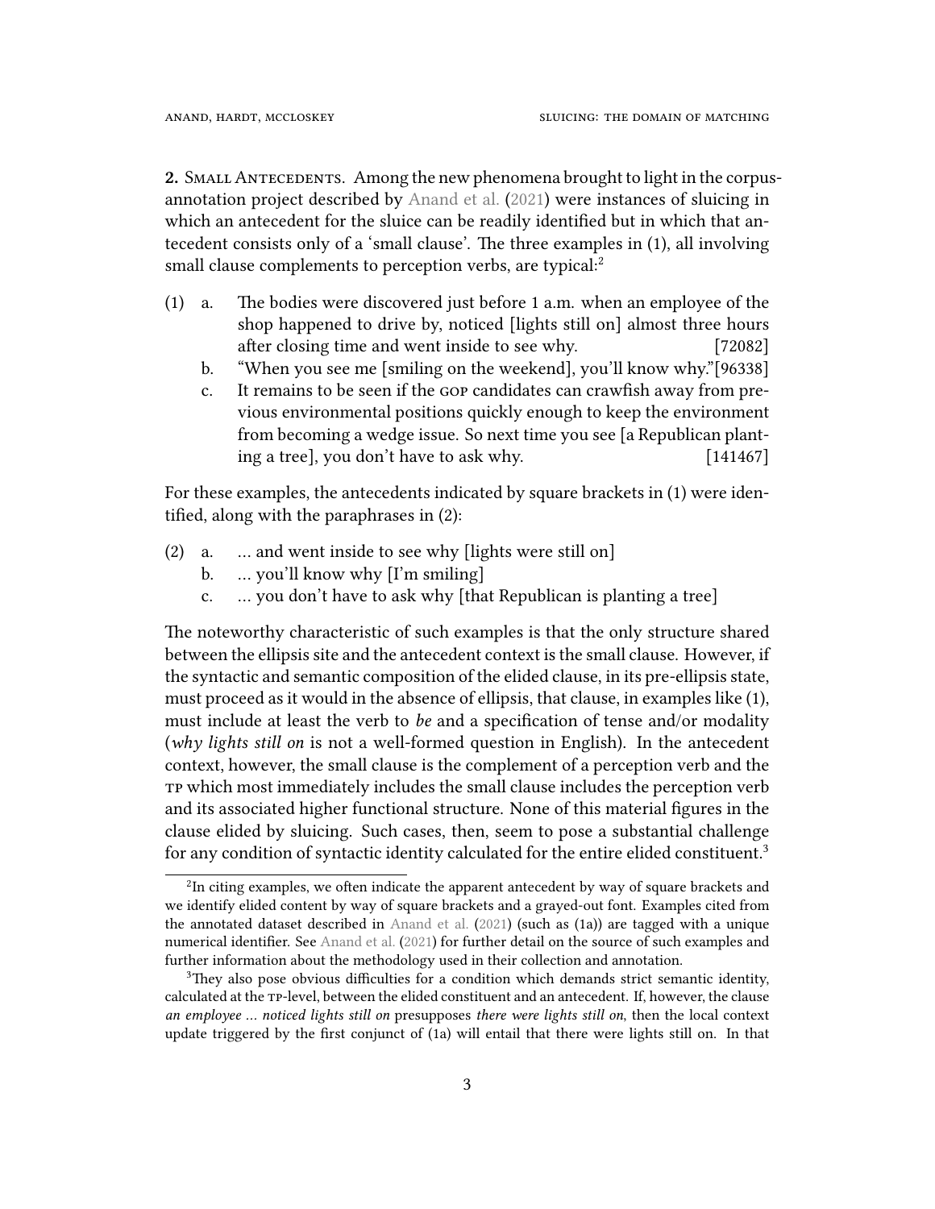**2.** Small Antecedents. Among the new phenomena brought to light in the corpus-annotation project described by Anand et al. (2021) were instances of sluicing in which an antecedent for the sluice can be readily identified but in which that antecedent consists only of a 'small clause'. The three examples in (1), all involving small clause complements to perception verbs, are typical:[2]

(1) a. The bodies were discovered just before 1 a.m. when an employee of the shop happened to drive by, noticed [lights still on] almost three hours after closing time and went inside to see why. [72082]

b. "When you see me [smiling on the weekend], you'll know why."[96338]

c. It remains to be seen if the GOP candidates can crawfish away from previous environmental positions quickly enough to keep the environment from becoming a wedge issue. So next time you see [a Republican planting a tree], you don't have to ask why. [141467]

For these examples, the antecedents indicated by square brackets in (1) were identified, along with the paraphrases in (2):

(2) a. ... and went inside to see why [lights were still on]

b. ... you'll know why [I'm smiling]

c. ... you don't have to ask why [that Republican is planting a tree]

The noteworthy characteristic of such examples is that the only structure shared between the ellipsis site and the antecedent context is the small clause. However, if the syntactic and semantic composition of the elided clause, in its pre-ellipsis state, must proceed as it would in the absence of ellipsis, that clause, in examples like (1), must include at least the verb to *be* and a specification of tense and/or modality (*why lights still on* is not a well-formed question in English). In the antecedent context, however, the small clause is the complement of a perception verb and the TP which most immediately includes the small clause includes the perception verb and its associated higher functional structure. None of this material figures in the clause elided by sluicing. Such cases, then, seem to pose a substantial challenge for any condition of syntactic identity calculated for the entire elided constituent.[3]

---

[2] In citing examples, we often indicate the apparent antecedent by way of square brackets and we identify elided content by way of square brackets and a grayed-out font. Examples cited from the annotated dataset described in Anand et al. (2021) (such as (1a)) are tagged with a unique numerical identifier. See Anand et al. (2021) for further detail on the source of such examples and further information about the methodology used in their collection and annotation.

[3] They also pose obvious difficulties for a condition which demands strict semantic identity, calculated at the TP-level, between the elided constituent and an antecedent. If, however, the clause *an employee ... noticed lights still on* presupposes *there were lights still on*, then the local context update triggered by the first conjunct of (1a) will entail that there were lights still on. In that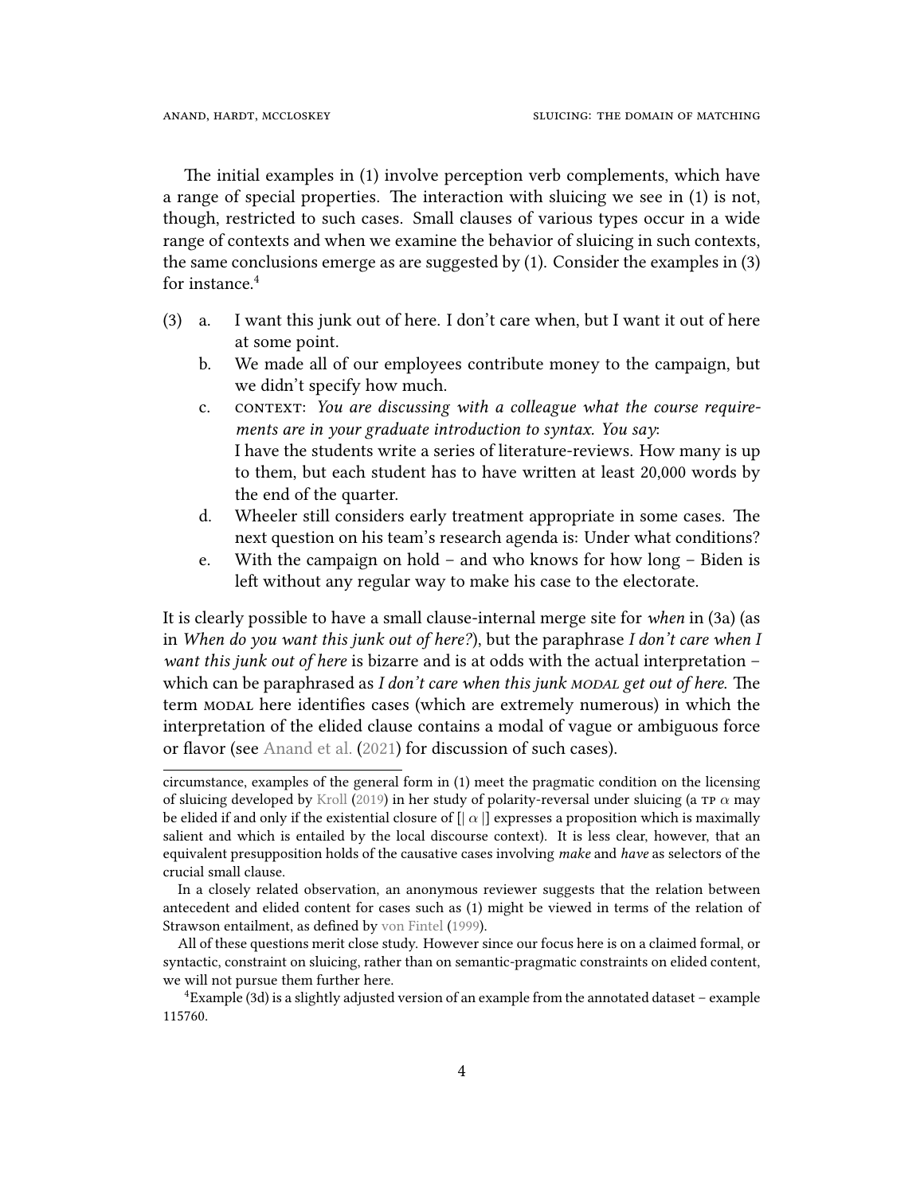The initial examples in (1) involve perception verb complements, which have a range of special properties. The interaction with sluicing we see in (1) is not, though, restricted to such cases. Small clauses of various types occur in a wide range of contexts and when we examine the behavior of sluicing in such contexts, the same conclusions emerge as are suggested by (1). Consider the examples in (3) for instance.[4]

(3) a. I want this junk out of here. I don't care when, but I want it out of here at some point.

b. We made all of our employees contribute money to the campaign, but we didn't specify how much.

c. CONTEXT: *You are discussing with a colleague what the course requirements are in your graduate introduction to syntax. You say*:
I have the students write a series of literature-reviews. How many is up to them, but each student has to have written at least 20,000 words by the end of the quarter.

d. Wheeler still considers early treatment appropriate in some cases. The next question on his team's research agenda is: Under what conditions?

e. With the campaign on hold – and who knows for how long – Biden is left without any regular way to make his case to the electorate.

It is clearly possible to have a small clause-internal merge site for *when* in (3a) (as in *When do you want this junk out of here?*), but the paraphrase *I don't care when I want this junk out of here* is bizarre and is at odds with the actual interpretation – which can be paraphrased as *I don't care when this junk* MODAL *get out of here*. The term MODAL here identifies cases (which are extremely numerous) in which the interpretation of the elided clause contains a modal of vague or ambiguous force or flavor (see Anand et al. (2021) for discussion of such cases).

---

circumstance, examples of the general form in (1) meet the pragmatic condition on the licensing of sluicing developed by Kroll (2019) in her study of polarity-reversal under sluicing (a TP $\alpha$ may be elided if and only if the existential closure of $[\![\alpha]\!]$ expresses a proposition which is maximally salient and which is entailed by the local discourse context). It is less clear, however, that an equivalent presupposition holds of the causative cases involving *make* and *have* as selectors of the crucial small clause.

In a closely related observation, an anonymous reviewer suggests that the relation between antecedent and elided content for cases such as (1) might be viewed in terms of the relation of Strawson entailment, as defined by von Fintel (1999).

All of these questions merit close study. However since our focus here is on a claimed formal, or syntactic, constraint on sluicing, rather than on semantic-pragmatic constraints on elided content, we will not pursue them further here.

[4]Example (3d) is a slightly adjusted version of an example from the annotated dataset – example 115760.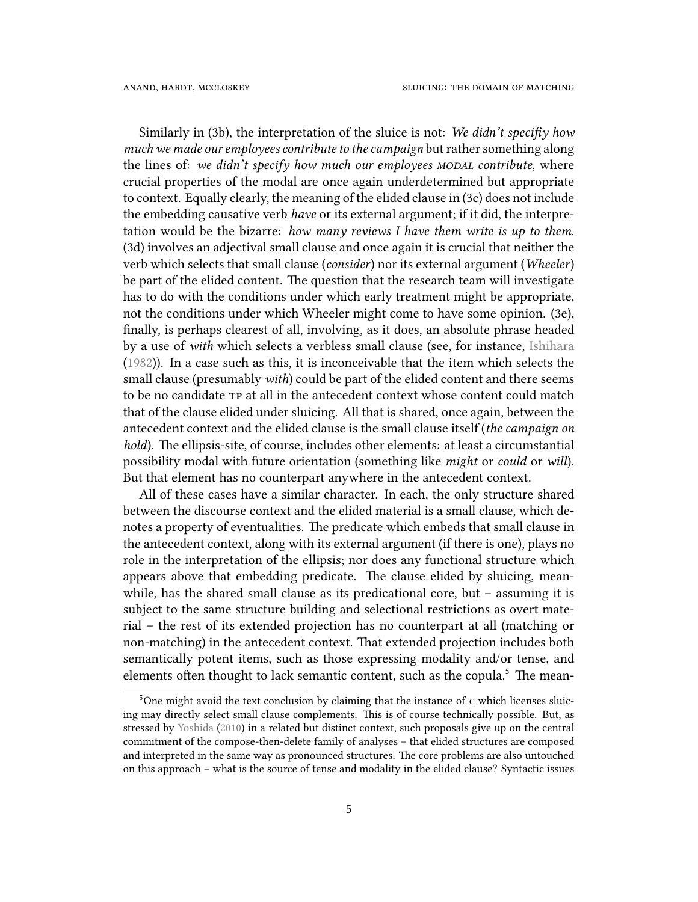Similarly in (3b), the interpretation of the sluice is not: *We didn't specifiy how much we made our employees contribute to the campaign* but rather something along the lines of: *we didn't specify how much our employees* MODAL *contribute*, where crucial properties of the modal are once again underdetermined but appropriate to context. Equally clearly, the meaning of the elided clause in (3c) does not include the embedding causative verb *have* or its external argument; if it did, the interpretation would be the bizarre: *how many reviews I have them write is up to them.* (3d) involves an adjectival small clause and once again it is crucial that neither the verb which selects that small clause (*consider*) nor its external argument (*Wheeler*) be part of the elided content. The question that the research team will investigate has to do with the conditions under which early treatment might be appropriate, not the conditions under which Wheeler might come to have some opinion. (3e), finally, is perhaps clearest of all, involving, as it does, an absolute phrase headed by a use of *with* which selects a verbless small clause (see, for instance, Ishihara (1982)). In a case such as this, it is inconceivable that the item which selects the small clause (presumably *with*) could be part of the elided content and there seems to be no candidate TP at all in the antecedent context whose content could match that of the clause elided under sluicing. All that is shared, once again, between the antecedent context and the elided clause is the small clause itself (*the campaign on hold*). The ellipsis-site, of course, includes other elements: at least a circumstantial possibility modal with future orientation (something like *might* or *could* or *will*). But that element has no counterpart anywhere in the antecedent context.

All of these cases have a similar character. In each, the only structure shared between the discourse context and the elided material is a small clause, which denotes a property of eventualities. The predicate which embeds that small clause in the antecedent context, along with its external argument (if there is one), plays no role in the interpretation of the ellipsis; nor does any functional structure which appears above that embedding predicate. The clause elided by sluicing, meanwhile, has the shared small clause as its predicational core, but – assuming it is subject to the same structure building and selectional restrictions as overt material – the rest of its extended projection has no counterpart at all (matching or non-matching) in the antecedent context. That extended projection includes both semantically potent items, such as those expressing modality and/or tense, and elements often thought to lack semantic content, such as the copula.[5] The mean-

[5]One might avoid the text conclusion by claiming that the instance of C which licenses sluicing may directly select small clause complements. This is of course technically possible. But, as stressed by Yoshida (2010) in a related but distinct context, such proposals give up on the central commitment of the compose-then-delete family of analyses – that elided structures are composed and interpreted in the same way as pronounced structures. The core problems are also untouched on this approach – what is the source of tense and modality in the elided clause? Syntactic issues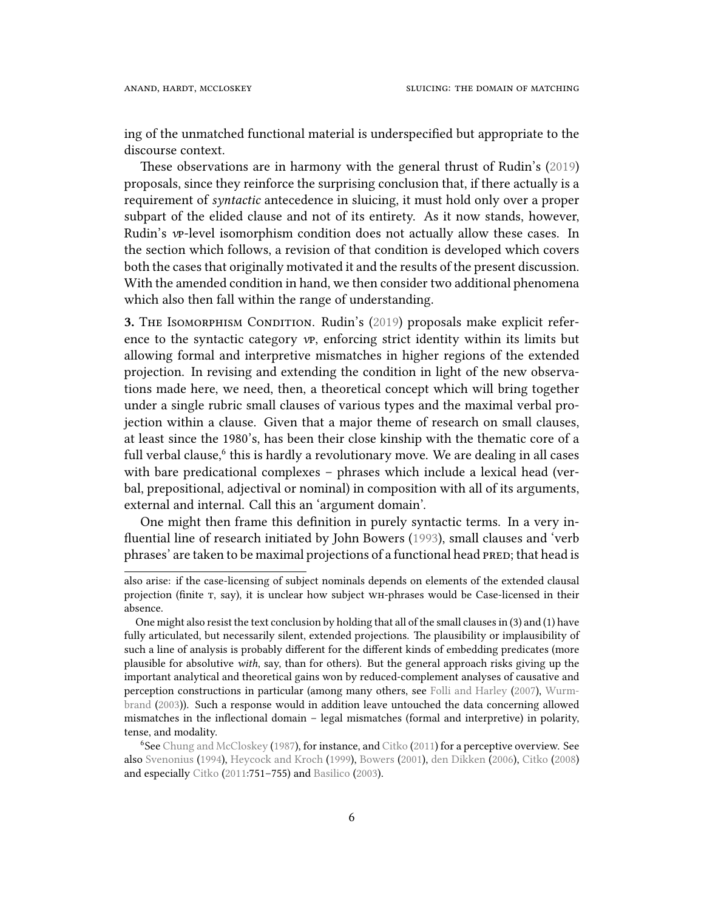ing of the unmatched functional material is underspecified but appropriate to the discourse context.

These observations are in harmony with the general thrust of Rudin's (2019) proposals, since they reinforce the surprising conclusion that, if there actually is a requirement of *syntactic* antecedence in sluicing, it must hold only over a proper subpart of the elided clause and not of its entirety. As it now stands, however, Rudin's *v*P-level isomorphism condition does not actually allow these cases. In the section which follows, a revision of that condition is developed which covers both the cases that originally motivated it and the results of the present discussion. With the amended condition in hand, we then consider two additional phenomena which also then fall within the range of understanding.

**3.** The Isomorphism Condition. Rudin's (2019) proposals make explicit reference to the syntactic category *v*P, enforcing strict identity within its limits but allowing formal and interpretive mismatches in higher regions of the extended projection. In revising and extending the condition in light of the new observations made here, we need, then, a theoretical concept which will bring together under a single rubric small clauses of various types and the maximal verbal projection within a clause. Given that a major theme of research on small clauses, at least since the 1980's, has been their close kinship with the thematic core of a full verbal clause,[6] this is hardly a revolutionary move. We are dealing in all cases with bare predicational complexes – phrases which include a lexical head (verbal, prepositional, adjectival or nominal) in composition with all of its arguments, external and internal. Call this an 'argument domain'.

One might then frame this definition in purely syntactic terms. In a very influential line of research initiated by John Bowers (1993), small clauses and 'verb phrases' are taken to be maximal projections of a functional head PRED; that head is

---

also arise: if the case-licensing of subject nominals depends on elements of the extended clausal projection (finite T, say), it is unclear how subject WH-phrases would be Case-licensed in their absence.

One might also resist the text conclusion by holding that all of the small clauses in (3) and (1) have fully articulated, but necessarily silent, extended projections. The plausibility or implausibility of such a line of analysis is probably different for the different kinds of embedding predicates (more plausible for absolutive *with*, say, than for others). But the general approach risks giving up the important analytical and theoretical gains won by reduced-complement analyses of causative and perception constructions in particular (among many others, see Folli and Harley (2007), Wurmbrand (2003)). Such a response would in addition leave untouched the data concerning allowed mismatches in the inflectional domain – legal mismatches (formal and interpretive) in polarity, tense, and modality.

[6]See Chung and McCloskey (1987), for instance, and Citko (2011) for a perceptive overview. See also Svenonius (1994), Heycock and Kroch (1999), Bowers (2001), den Dikken (2006), Citko (2008) and especially Citko (2011:751–755) and Basilico (2003).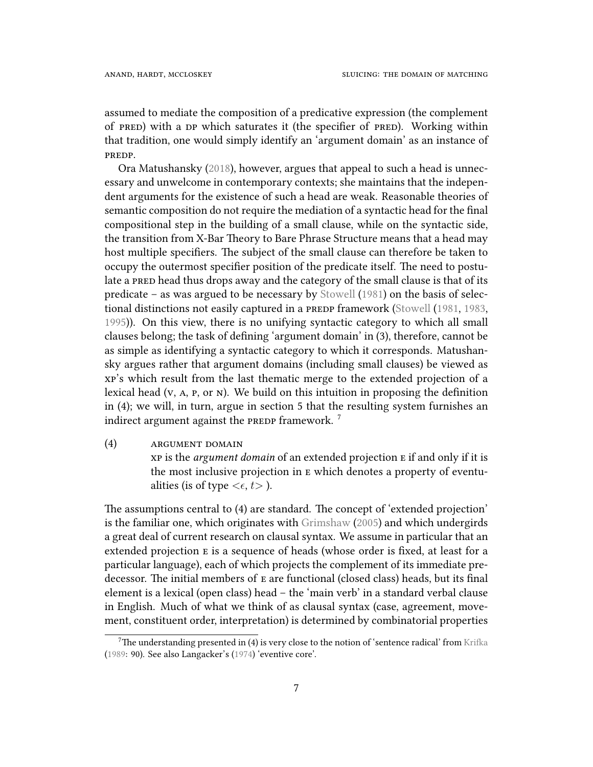assumed to mediate the composition of a predicative expression (the complement of PRED) with a DP which saturates it (the specifier of PRED). Working within that tradition, one would simply identify an 'argument domain' as an instance of PREDP.

Ora Matushansky (2018), however, argues that appeal to such a head is unnecessary and unwelcome in contemporary contexts; she maintains that the independent arguments for the existence of such a head are weak. Reasonable theories of semantic composition do not require the mediation of a syntactic head for the final compositional step in the building of a small clause, while on the syntactic side, the transition from X-Bar Theory to Bare Phrase Structure means that a head may host multiple specifiers. The subject of the small clause can therefore be taken to occupy the outermost specifier position of the predicate itself. The need to postulate a PRED head thus drops away and the category of the small clause is that of its predicate – as was argued to be necessary by Stowell (1981) on the basis of selectional distinctions not easily captured in a PREDP framework (Stowell (1981, 1983, 1995)). On this view, there is no unifying syntactic category to which all small clauses belong; the task of defining 'argument domain' in (3), therefore, cannot be as simple as identifying a syntactic category to which it corresponds. Matushansky argues rather that argument domains (including small clauses) be viewed as XP's which result from the last thematic merge to the extended projection of a lexical head (V, A, P, or N). We build on this intuition in proposing the definition in (4); we will, in turn, argue in section 5 that the resulting system furnishes an indirect argument against the PREDP framework. [7]

(4) ARGUMENT DOMAIN
XP is the *argument domain* of an extended projection E if and only if it is the most inclusive projection in E which denotes a property of eventualities (is of type $<\epsilon, t>$ ).

The assumptions central to (4) are standard. The concept of 'extended projection' is the familiar one, which originates with Grimshaw (2005) and which undergirds a great deal of current research on clausal syntax. We assume in particular that an extended projection E is a sequence of heads (whose order is fixed, at least for a particular language), each of which projects the complement of its immediate predecessor. The initial members of E are functional (closed class) heads, but its final element is a lexical (open class) head – the 'main verb' in a standard verbal clause in English. Much of what we think of as clausal syntax (case, agreement, movement, constituent order, interpretation) is determined by combinatorial properties

[7] The understanding presented in (4) is very close to the notion of 'sentence radical' from Krifka (1989: 90). See also Langacker's (1974) 'eventive core'.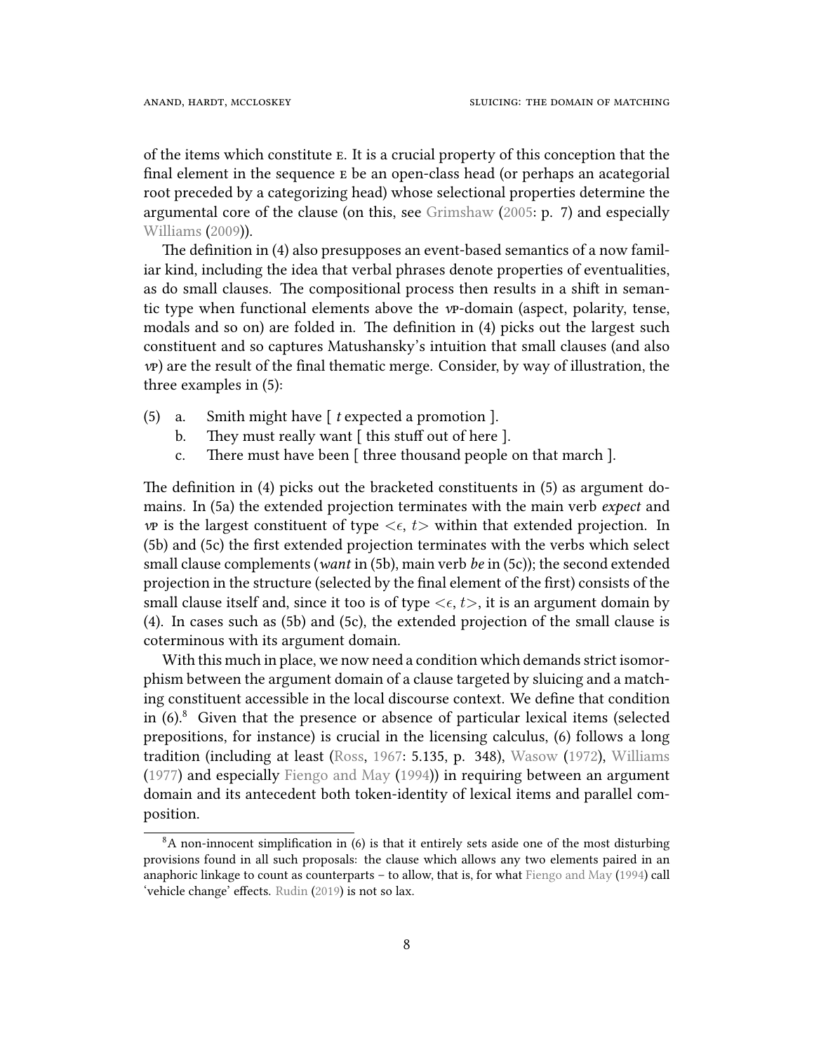of the items which constitute E. It is a crucial property of this conception that the final element in the sequence E be an open-class head (or perhaps an acategorial root preceded by a categorizing head) whose selectional properties determine the argumental core of the clause (on this, see Grimshaw (2005: p. 7) and especially Williams (2009)).

The definition in (4) also presupposes an event-based semantics of a now familiar kind, including the idea that verbal phrases denote properties of eventualities, as do small clauses. The compositional process then results in a shift in semantic type when functional elements above the *v*P-domain (aspect, polarity, tense, modals and so on) are folded in. The definition in (4) picks out the largest such constituent and so captures Matushansky's intuition that small clauses (and also *v*P) are the result of the final thematic merge. Consider, by way of illustration, the three examples in (5):

(5) a. Smith might have [ *t* expected a promotion ].
  b. They must really want [ this stuff out of here ].
  c. There must have been [ three thousand people on that march ].

The definition in (4) picks out the bracketed constituents in (5) as argument domains. In (5a) the extended projection terminates with the main verb *expect* and *v*P is the largest constituent of type $<\epsilon, t>$ within that extended projection. In (5b) and (5c) the first extended projection terminates with the verbs which select small clause complements (*want* in (5b), main verb *be* in (5c)); the second extended projection in the structure (selected by the final element of the first) consists of the small clause itself and, since it too is of type $<\epsilon, t>$, it is an argument domain by (4). In cases such as (5b) and (5c), the extended projection of the small clause is coterminous with its argument domain.

With this much in place, we now need a condition which demands strict isomorphism between the argument domain of a clause targeted by sluicing and a matching constituent accessible in the local discourse context. We define that condition in (6).[8] Given that the presence or absence of particular lexical items (selected prepositions, for instance) is crucial in the licensing calculus, (6) follows a long tradition (including at least (Ross, 1967: 5.135, p. 348), Wasow (1972), Williams (1977) and especially Fiengo and May (1994)) in requiring between an argument domain and its antecedent both token-identity of lexical items and parallel composition.

[8] A non-innocent simplification in (6) is that it entirely sets aside one of the most disturbing provisions found in all such proposals: the clause which allows any two elements paired in an anaphoric linkage to count as counterparts – to allow, that is, for what Fiengo and May (1994) call 'vehicle change' effects. Rudin (2019) is not so lax.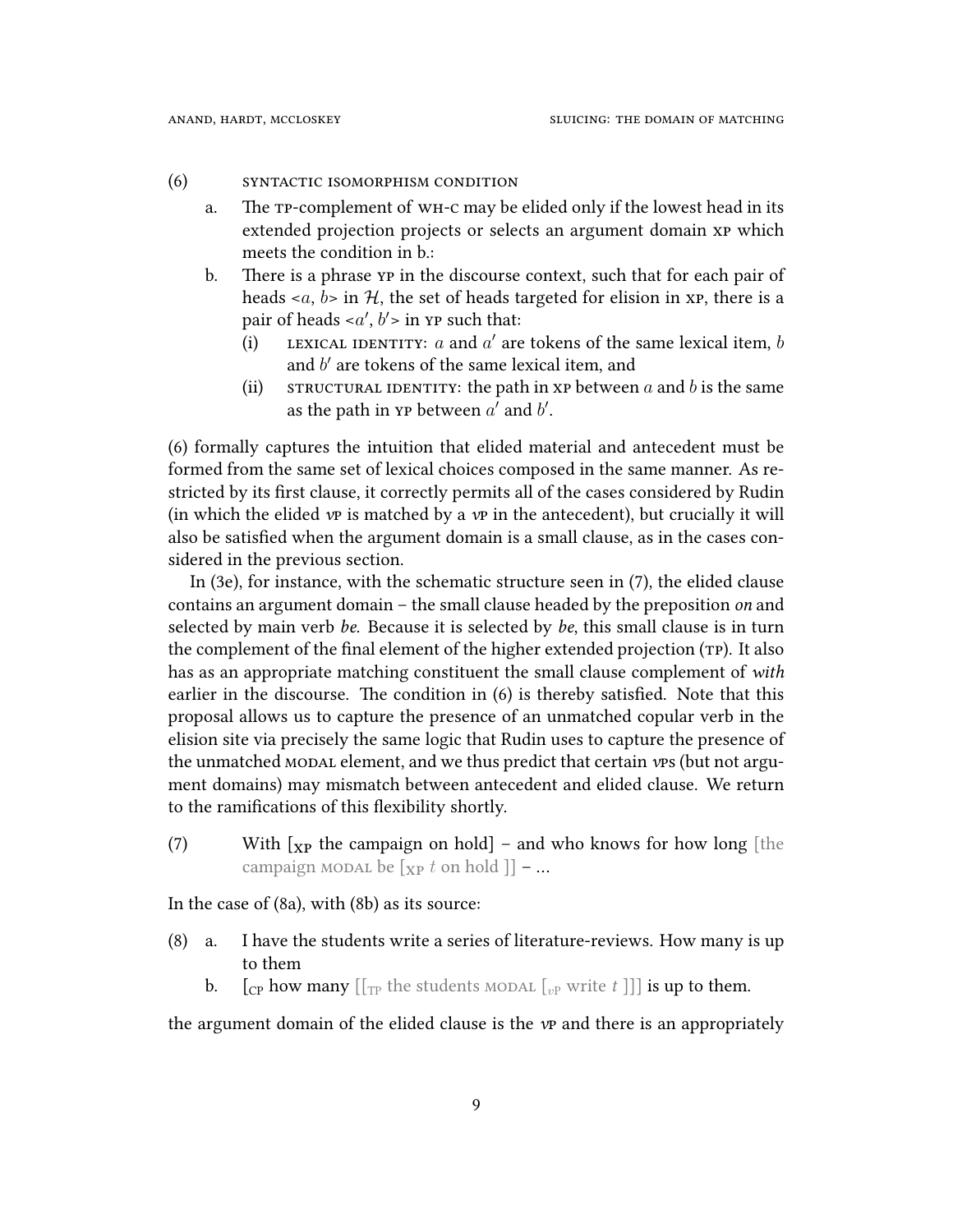(6) SYNTACTIC ISOMORPHISM CONDITION

a. The TP-complement of WH-C may be elided only if the lowest head in its extended projection projects or selects an argument domain XP which meets the condition in b.:

b. There is a phrase YP in the discourse context, such that for each pair of heads $<a, b>$ in $\mathcal{H}$, the set of heads targeted for elision in XP, there is a pair of heads $<a', b'>$ in YP such that:

   (i) LEXICAL IDENTITY: $a$ and $a'$ are tokens of the same lexical item, $b$ and $b'$ are tokens of the same lexical item, and

   (ii) STRUCTURAL IDENTITY: the path in XP between $a$ and $b$ is the same as the path in YP between $a'$ and $b'$.

(6) formally captures the intuition that elided material and antecedent must be formed from the same set of lexical choices composed in the same manner. As restricted by its first clause, it correctly permits all of the cases considered by Rudin (in which the elided *v*P is matched by a *v*P in the antecedent), but crucially it will also be satisfied when the argument domain is a small clause, as in the cases considered in the previous section.

In (3e), for instance, with the schematic structure seen in (7), the elided clause contains an argument domain – the small clause headed by the preposition *on* and selected by main verb *be*. Because it is selected by *be*, this small clause is in turn the complement of the final element of the higher extended projection (TP). It also has as an appropriate matching constituent the small clause complement of *with* earlier in the discourse. The condition in (6) is thereby satisfied. Note that this proposal allows us to capture the presence of an unmatched copular verb in the elision site via precisely the same logic that Rudin uses to capture the presence of the unmatched MODAL element, and we thus predict that certain *v*Ps (but not argument domains) may mismatch between antecedent and elided clause. We return to the ramifications of this flexibility shortly.

(7) With [$_{\text{XP}}$ the campaign on hold] – and who knows for how long [the campaign MODAL be [$_{\text{XP}}$ $t$ on hold ]] – ...

In the case of (8a), with (8b) as its source:

(8) a. I have the students write a series of literature-reviews. How many is up to them

b. [$_{\text{CP}}$ how many [[$_{\text{TP}}$ the students MODAL [$_{v\text{P}}$ write $t$ ]]] is up to them.

the argument domain of the elided clause is the *v*P and there is an appropriately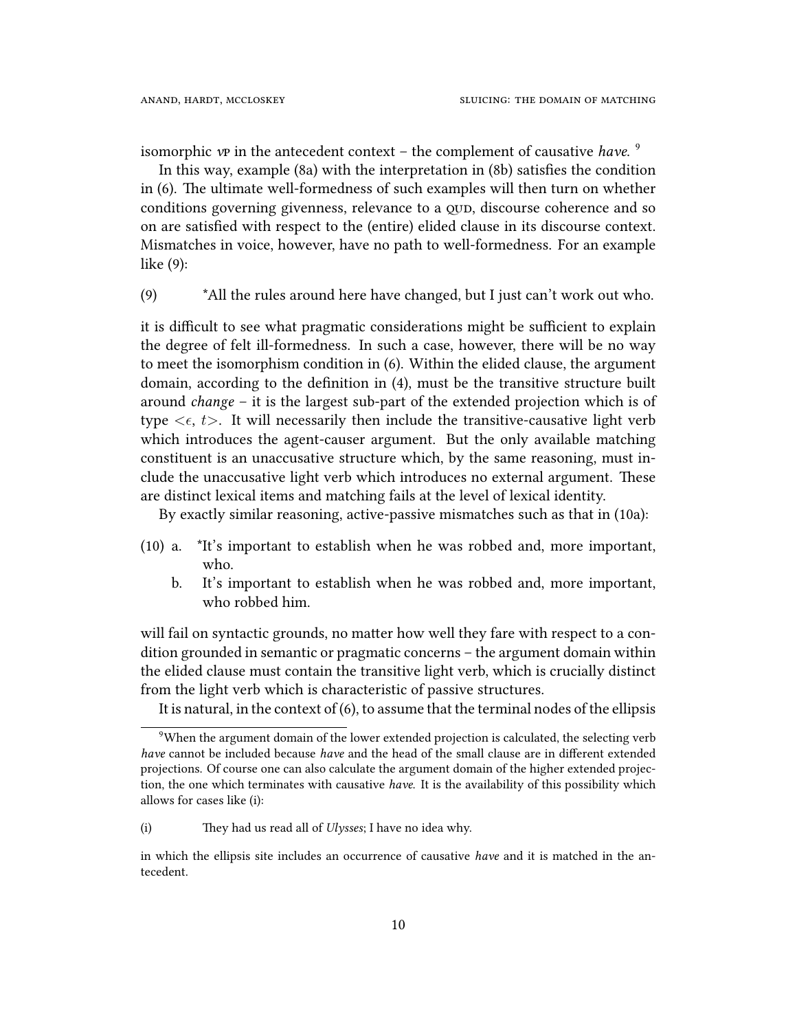isomorphic *v*P in the antecedent context – the complement of causative *have*. [9]

In this way, example (8a) with the interpretation in (8b) satisfies the condition in (6). The ultimate well-formedness of such examples will then turn on whether conditions governing givenness, relevance to a QUD, discourse coherence and so on are satisfied with respect to the (entire) elided clause in its discourse context. Mismatches in voice, however, have no path to well-formedness. For an example like (9):

(9) *All the rules around here have changed, but I just can't work out who.

it is difficult to see what pragmatic considerations might be sufficient to explain the degree of felt ill-formedness. In such a case, however, there will be no way to meet the isomorphism condition in (6). Within the elided clause, the argument domain, according to the definition in (4), must be the transitive structure built around *change* – it is the largest sub-part of the extended projection which is of type $<\epsilon, t>$. It will necessarily then include the transitive-causative light verb which introduces the agent-causer argument. But the only available matching constituent is an unaccusative structure which, by the same reasoning, must include the unaccusative light verb which introduces no external argument. These are distinct lexical items and matching fails at the level of lexical identity.

By exactly similar reasoning, active-passive mismatches such as that in (10a):

(10) a. *It's important to establish when he was robbed and, more important, who.
b. It's important to establish when he was robbed and, more important, who robbed him.

will fail on syntactic grounds, no matter how well they fare with respect to a condition grounded in semantic or pragmatic concerns – the argument domain within the elided clause must contain the transitive light verb, which is crucially distinct from the light verb which is characteristic of passive structures.

It is natural, in the context of (6), to assume that the terminal nodes of the ellipsis

---

[9] When the argument domain of the lower extended projection is calculated, the selecting verb *have* cannot be included because *have* and the head of the small clause are in different extended projections. Of course one can also calculate the argument domain of the higher extended projection, the one which terminates with causative *have*. It is the availability of this possibility which allows for cases like (i):

(i) They had us read all of *Ulysses*; I have no idea why.

in which the ellipsis site includes an occurrence of causative *have* and it is matched in the antecedent.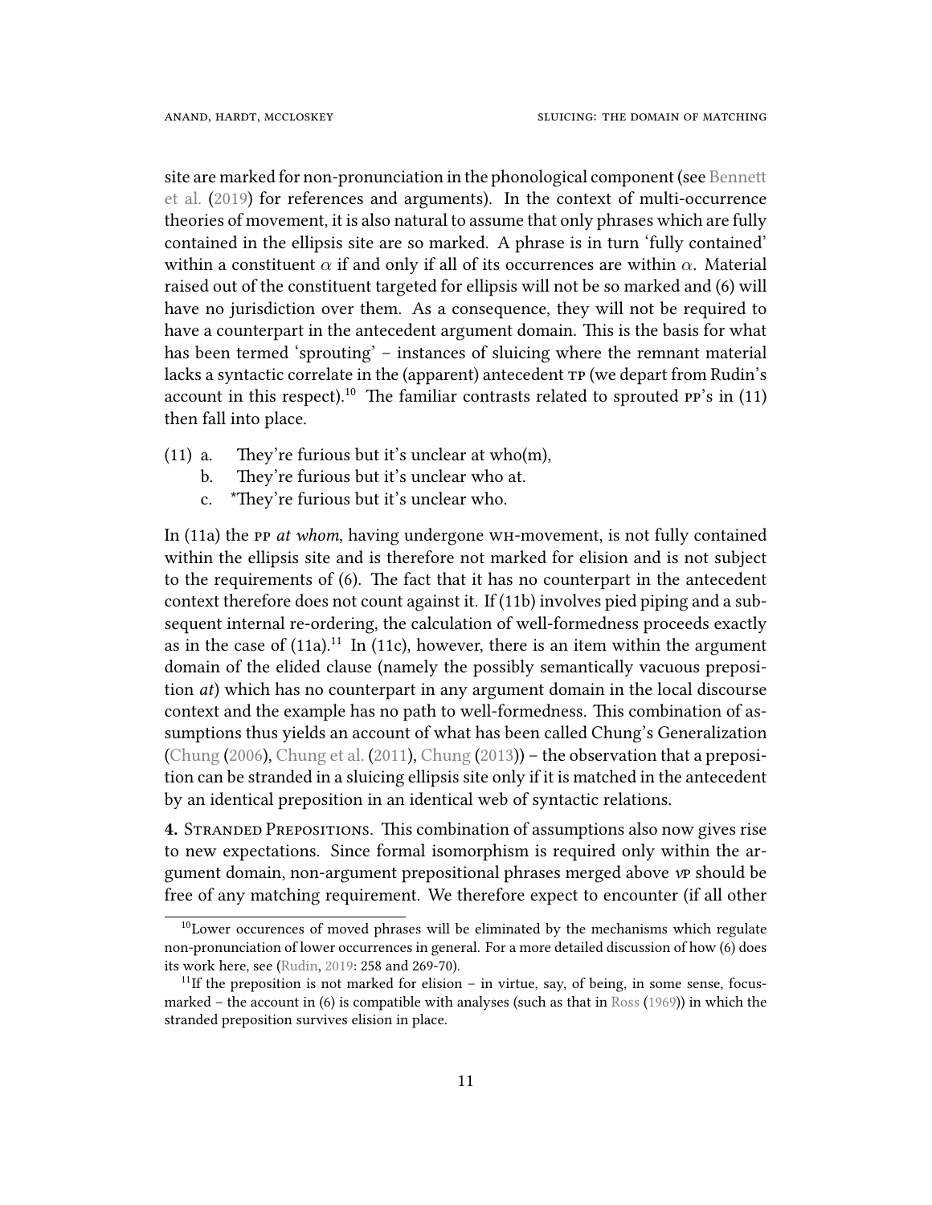site are marked for non-pronunciation in the phonological component (see Bennett et al. (2019) for references and arguments). In the context of multi-occurrence theories of movement, it is also natural to assume that only phrases which are fully contained in the ellipsis site are so marked. A phrase is in turn 'fully contained' within a constituent $\alpha$ if and only if all of its occurrences are within $\alpha$. Material raised out of the constituent targeted for ellipsis will not be so marked and (6) will have no jurisdiction over them. As a consequence, they will not be required to have a counterpart in the antecedent argument domain. This is the basis for what has been termed 'sprouting' – instances of sluicing where the remnant material lacks a syntactic correlate in the (apparent) antecedent TP (we depart from Rudin's account in this respect).[10] The familiar contrasts related to sprouted PP's in (11) then fall into place.

(11) a. They're furious but it's unclear at who(m),
 b. They're furious but it's unclear who at.
 c. *They're furious but it's unclear who.

In (11a) the PP *at whom*, having undergone WH-movement, is not fully contained within the ellipsis site and is therefore not marked for elision and is not subject to the requirements of (6). The fact that it has no counterpart in the antecedent context therefore does not count against it. If (11b) involves pied piping and a subsequent internal re-ordering, the calculation of well-formedness proceeds exactly as in the case of (11a).[11] In (11c), however, there is an item within the argument domain of the elided clause (namely the possibly semantically vacuous preposition *at*) which has no counterpart in any argument domain in the local discourse context and the example has no path to well-formedness. This combination of assumptions thus yields an account of what has been called Chung's Generalization (Chung (2006), Chung et al. (2011), Chung (2013)) – the observation that a preposition can be stranded in a sluicing ellipsis site only if it is matched in the antecedent by an identical preposition in an identical web of syntactic relations.

**4.** Stranded Prepositions. This combination of assumptions also now gives rise to new expectations. Since formal isomorphism is required only within the argument domain, non-argument prepositional phrases merged above *vP* should be free of any matching requirement. We therefore expect to encounter (if all other

[10] Lower occurences of moved phrases will be eliminated by the mechanisms which regulate non-pronunciation of lower occurrences in general. For a more detailed discussion of how (6) does its work here, see (Rudin, 2019: 258 and 269-70).

[11] If the preposition is not marked for elision – in virtue, say, of being, in some sense, focus-marked – the account in (6) is compatible with analyses (such as that in Ross (1969)) in which the stranded preposition survives elision in place.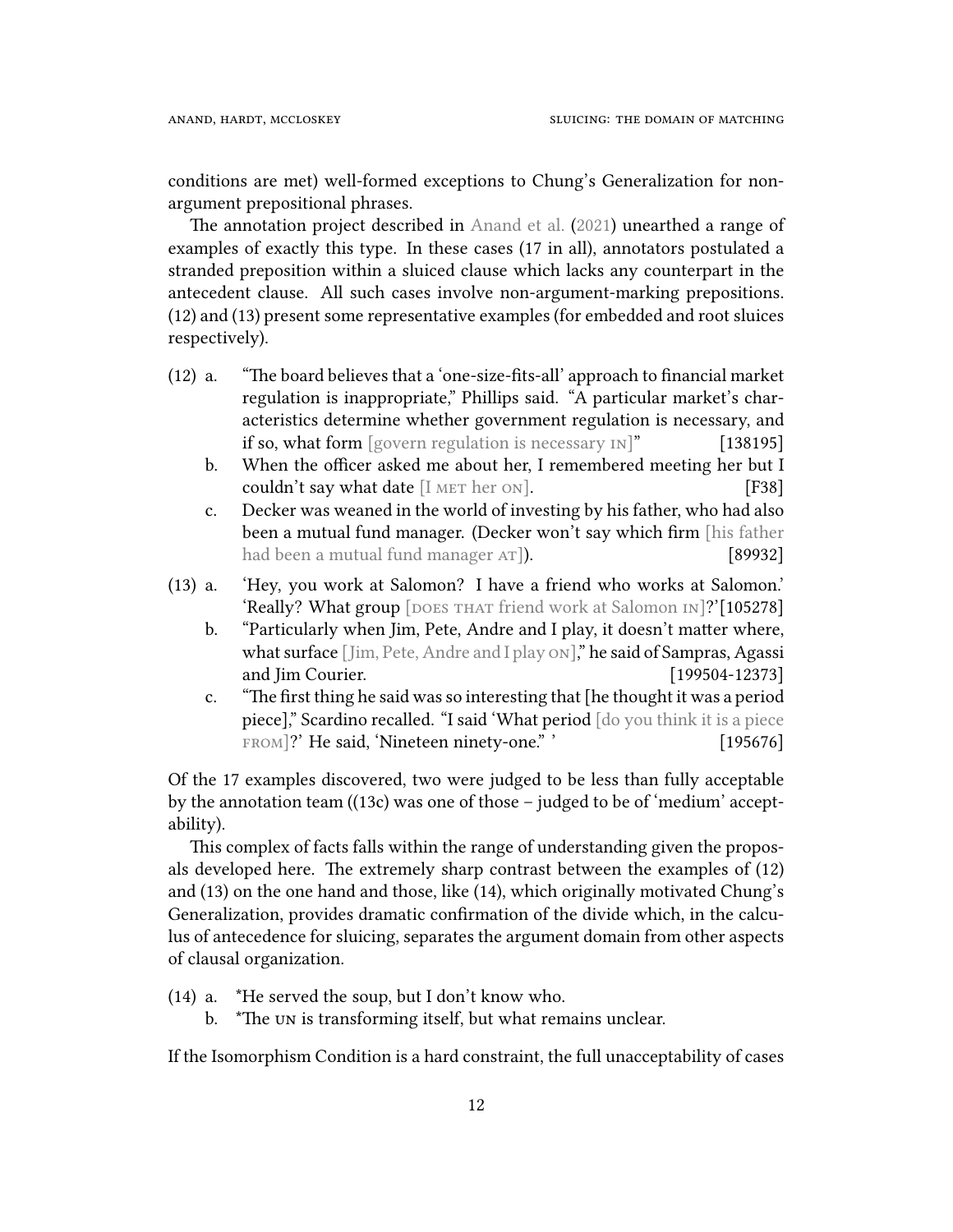conditions are met) well-formed exceptions to Chung's Generalization for non-argument prepositional phrases.

The annotation project described in Anand et al. (2021) unearthed a range of examples of exactly this type. In these cases (17 in all), annotators postulated a stranded preposition within a sluiced clause which lacks any counterpart in the antecedent clause. All such cases involve non-argument-marking prepositions. (12) and (13) present some representative examples (for embedded and root sluices respectively).

(12) a. "The board believes that a 'one-size-fits-all' approach to financial market regulation is inappropriate," Phillips said. "A particular market's characteristics determine whether government regulation is necessary, and if so, what form [govern regulation is necessary IN]" [138195]

b. When the officer asked me about her, I remembered meeting her but I couldn't say what date [I MET her ON]. [F38]

c. Decker was weaned in the world of investing by his father, who had also been a mutual fund manager. (Decker won't say which firm [his father had been a mutual fund manager AT]). [89932]

(13) a. 'Hey, you work at Salomon? I have a friend who works at Salomon.' 'Really? What group [DOES THAT friend work at Salomon IN]?'[105278]

b. "Particularly when Jim, Pete, Andre and I play, it doesn't matter where, what surface [Jim, Pete, Andre and I play ON]," he said of Sampras, Agassi and Jim Courier. [199504-12373]

c. "The first thing he said was so interesting that [he thought it was a period piece]," Scardino recalled. "I said 'What period [do you think it is a piece FROM]?' He said, 'Nineteen ninety-one." ' [195676]

Of the 17 examples discovered, two were judged to be less than fully acceptable by the annotation team ((13c) was one of those – judged to be of 'medium' acceptability).

This complex of facts falls within the range of understanding given the proposals developed here. The extremely sharp contrast between the examples of (12) and (13) on the one hand and those, like (14), which originally motivated Chung's Generalization, provides dramatic confirmation of the divide which, in the calculus of antecedence for sluicing, separates the argument domain from other aspects of clausal organization.

(14) a. *He served the soup, but I don't know who.

b. *The UN is transforming itself, but what remains unclear.

If the Isomorphism Condition is a hard constraint, the full unacceptability of cases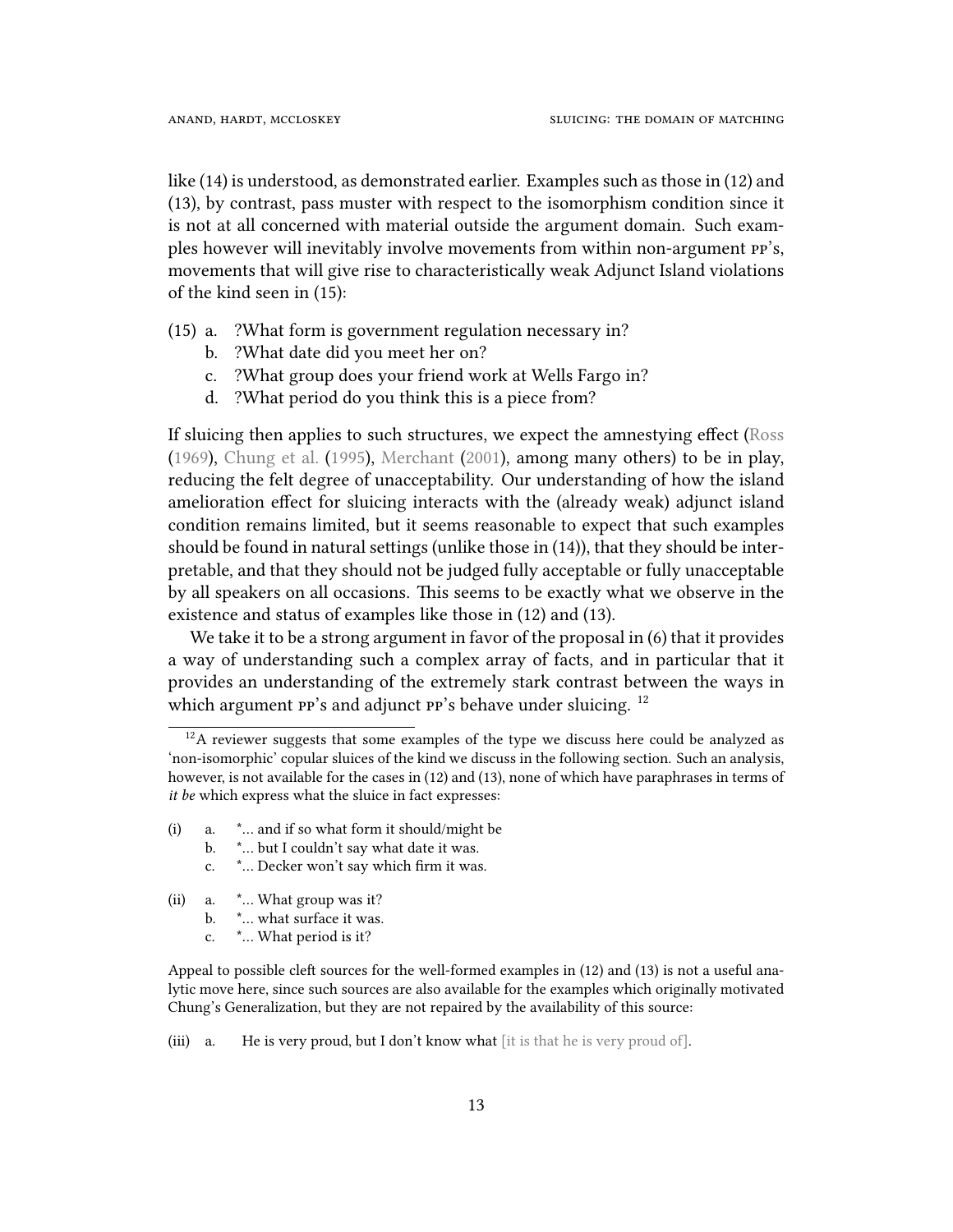like (14) is understood, as demonstrated earlier. Examples such as those in (12) and (13), by contrast, pass muster with respect to the isomorphism condition since it is not at all concerned with material outside the argument domain. Such examples however will inevitably involve movements from within non-argument PP's, movements that will give rise to characteristically weak Adjunct Island violations of the kind seen in (15):

(15) a. ?What form is government regulation necessary in?
  b. ?What date did you meet her on?
  c. ?What group does your friend work at Wells Fargo in?
  d. ?What period do you think this is a piece from?

If sluicing then applies to such structures, we expect the amnestying effect (Ross (1969), Chung et al. (1995), Merchant (2001), among many others) to be in play, reducing the felt degree of unacceptability. Our understanding of how the island amelioration effect for sluicing interacts with the (already weak) adjunct island condition remains limited, but it seems reasonable to expect that such examples should be found in natural settings (unlike those in (14)), that they should be interpretable, and that they should not be judged fully acceptable or fully unacceptable by all speakers on all occasions. This seems to be exactly what we observe in the existence and status of examples like those in (12) and (13).

We take it to be a strong argument in favor of the proposal in (6) that it provides a way of understanding such a complex array of facts, and in particular that it provides an understanding of the extremely stark contrast between the ways in which argument PP's and adjunct PP's behave under sluicing. [12]

---

[12] A reviewer suggests that some examples of the type we discuss here could be analyzed as 'non-isomorphic' copular sluices of the kind we discuss in the following section. Such an analysis, however, is not available for the cases in (12) and (13), none of which have paraphrases in terms of *it be* which express what the sluice in fact expresses:

(i) a. *... and if so what form it should/might be
  b. *... but I couldn't say what date it was.
  c. *... Decker won't say which firm it was.

(ii) a. *... What group was it?
  b. *... what surface it was.
  c. *... What period is it?

Appeal to possible cleft sources for the well-formed examples in (12) and (13) is not a useful analytic move here, since such sources are also available for the examples which originally motivated Chung's Generalization, but they are not repaired by the availability of this source:

(iii) a. He is very proud, but I don't know what [it is that he is very proud of].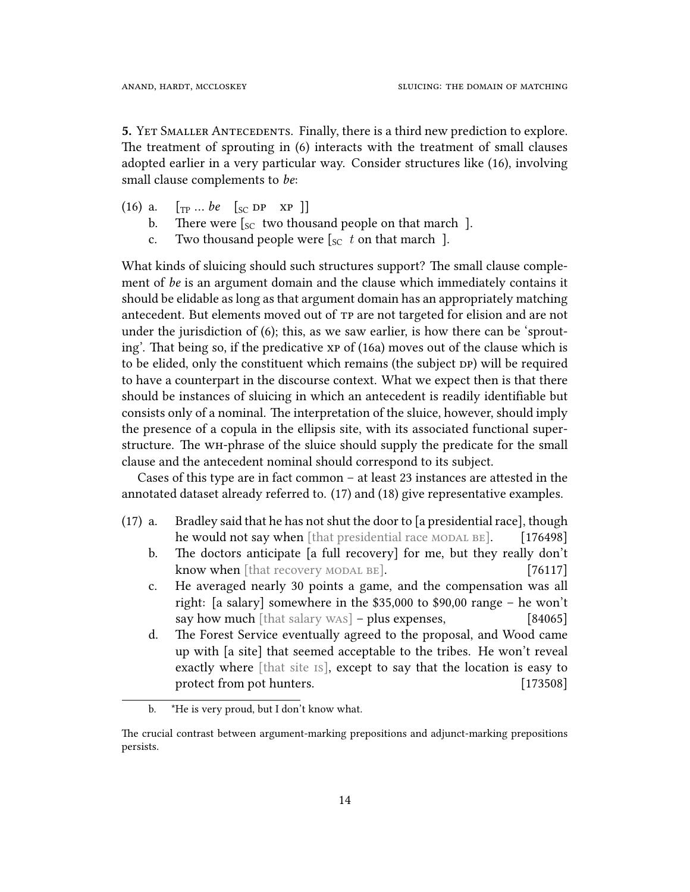**5. Yet Smaller Antecedents.** Finally, there is a third new prediction to explore. The treatment of sprouting in (6) interacts with the treatment of small clauses adopted earlier in a very particular way. Consider structures like (16), involving small clause complements to *be*:

(16) a. [$_{\text{TP}}$ ... *be* [$_{\text{SC}}$ DP XP ]]
  b. There were [$_{\text{SC}}$ two thousand people on that march ].
  c. Two thousand people were [$_{\text{SC}}$ *t* on that march ].

What kinds of sluicing should such structures support? The small clause complement of *be* is an argument domain and the clause which immediately contains it should be elidable as long as that argument domain has an appropriately matching antecedent. But elements moved out of TP are not targeted for elision and are not under the jurisdiction of (6); this, as we saw earlier, is how there can be 'sprouting'. That being so, if the predicative XP of (16a) moves out of the clause which is to be elided, only the constituent which remains (the subject DP) will be required to have a counterpart in the discourse context. What we expect then is that there should be instances of sluicing in which an antecedent is readily identifiable but consists only of a nominal. The interpretation of the sluice, however, should imply the presence of a copula in the ellipsis site, with its associated functional superstructure. The WH-phrase of the sluice should supply the predicate for the small clause and the antecedent nominal should correspond to its subject.

Cases of this type are in fact common – at least 23 instances are attested in the annotated dataset already referred to. (17) and (18) give representative examples.

(17) a. Bradley said that he has not shut the door to [a presidential race], though he would not say when [that presidential race MODAL BE]. [176498]
  b. The doctors anticipate [a full recovery] for me, but they really don't know when [that recovery MODAL BE]. [76117]
  c. He averaged nearly 30 points a game, and the compensation was all right: [a salary] somewhere in the $35,000 to $90,00 range – he won't say how much [that salary WAS] – plus expenses, [84065]
  d. The Forest Service eventually agreed to the proposal, and Wood came up with [a site] that seemed acceptable to the tribes. He won't reveal exactly where [that site IS], except to say that the location is easy to protect from pot hunters. [173508]

---

b. *He is very proud, but I don't know what.

The crucial contrast between argument-marking prepositions and adjunct-marking prepositions persists.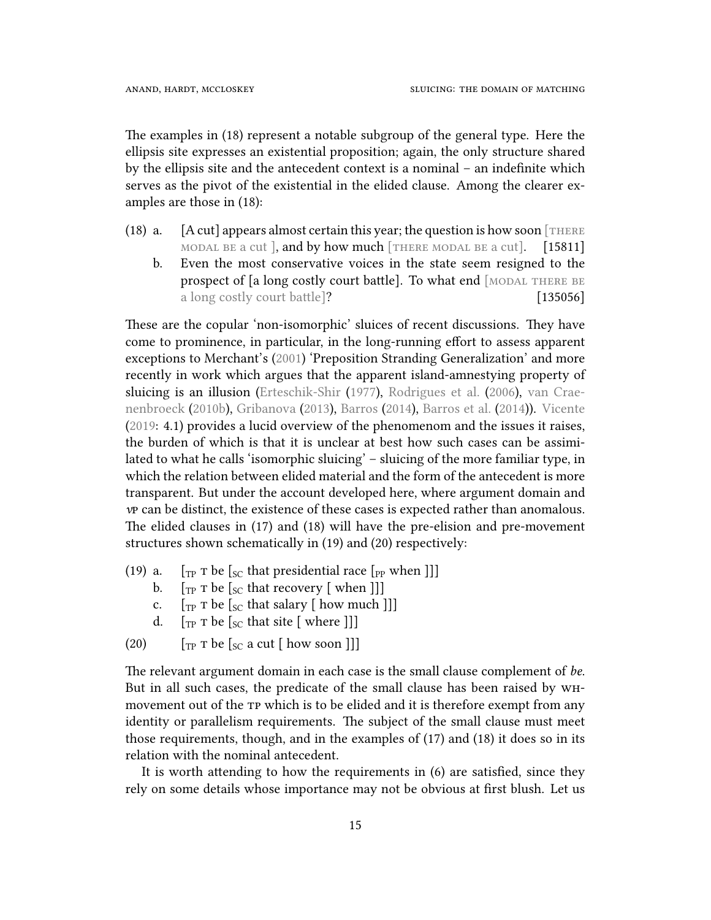The examples in (18) represent a notable subgroup of the general type. Here the ellipsis site expresses an existential proposition; again, the only structure shared by the ellipsis site and the antecedent context is a nominal – an indefinite which serves as the pivot of the existential in the elided clause. Among the clearer examples are those in (18):

(18) a. [A cut] appears almost certain this year; the question is how soon [THERE MODAL BE a cut ], and by how much [THERE MODAL BE a cut]. [15811]

b. Even the most conservative voices in the state seem resigned to the prospect of [a long costly court battle]. To what end [MODAL THERE BE a long costly court battle]? [135056]

These are the copular 'non-isomorphic' sluices of recent discussions. They have come to prominence, in particular, in the long-running effort to assess apparent exceptions to Merchant's (2001) 'Preposition Stranding Generalization' and more recently in work which argues that the apparent island-amnestying property of sluicing is an illusion (Erteschik-Shir (1977), Rodrigues et al. (2006), van Craenenbroeck (2010b), Gribanova (2013), Barros (2014), Barros et al. (2014)). Vicente (2019: 4.1) provides a lucid overview of the phenomenom and the issues it raises, the burden of which is that it is unclear at best how such cases can be assimilated to what he calls 'isomorphic sluicing' – sluicing of the more familiar type, in which the relation between elided material and the form of the antecedent is more transparent. But under the account developed here, where argument domain and *vP* can be distinct, the existence of these cases is expected rather than anomalous. The elided clauses in (17) and (18) will have the pre-elision and pre-movement structures shown schematically in (19) and (20) respectively:

(19) a. [$_{TP}$ T be [$_{SC}$ that presidential race [$_{PP}$ when ]]]

b. [$_{TP}$ T be [$_{SC}$ that recovery [ when ]]]

c. [$_{TP}$ T be [$_{SC}$ that salary [ how much ]]]

d. [$_{TP}$ T be [$_{SC}$ that site [ where ]]]

(20) [$_{TP}$ T be [$_{SC}$ a cut [ how soon ]]]

The relevant argument domain in each case is the small clause complement of *be*. But in all such cases, the predicate of the small clause has been raised by WH-movement out of the TP which is to be elided and it is therefore exempt from any identity or parallelism requirements. The subject of the small clause must meet those requirements, though, and in the examples of (17) and (18) it does so in its relation with the nominal antecedent.

It is worth attending to how the requirements in (6) are satisfied, since they rely on some details whose importance may not be obvious at first blush. Let us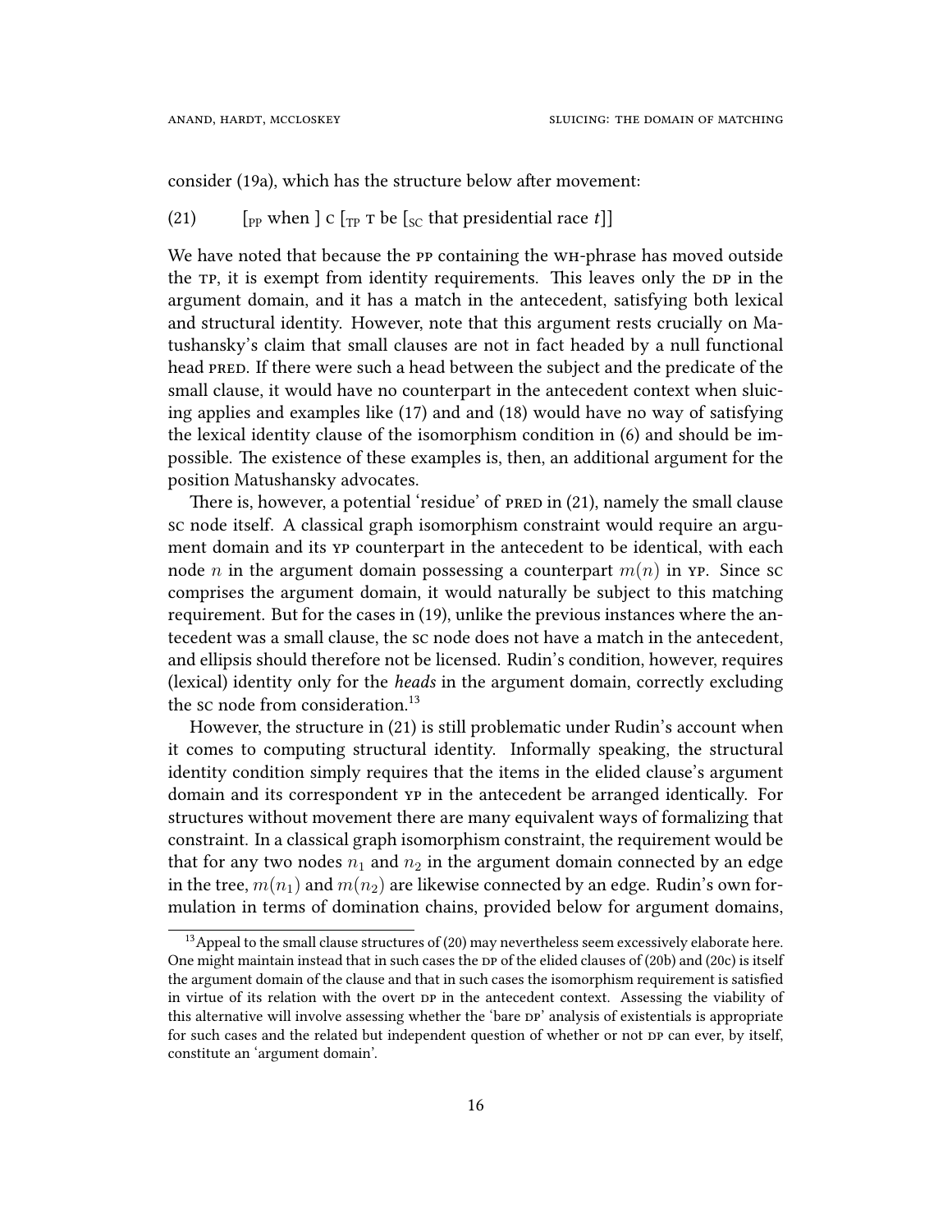consider (19a), which has the structure below after movement:

(21) [$_{\text{PP}}$ when ] C [$_{\text{TP}}$ T be [$_{\text{SC}}$ that presidential race *t*]]

We have noted that because the PP containing the WH-phrase has moved outside the TP, it is exempt from identity requirements. This leaves only the DP in the argument domain, and it has a match in the antecedent, satisfying both lexical and structural identity. However, note that this argument rests crucially on Matushansky's claim that small clauses are not in fact headed by a null functional head PRED. If there were such a head between the subject and the predicate of the small clause, it would have no counterpart in the antecedent context when sluicing applies and examples like (17) and and (18) would have no way of satisfying the lexical identity clause of the isomorphism condition in (6) and should be impossible. The existence of these examples is, then, an additional argument for the position Matushansky advocates.

There is, however, a potential 'residue' of PRED in (21), namely the small clause SC node itself. A classical graph isomorphism constraint would require an argument domain and its YP counterpart in the antecedent to be identical, with each node $n$ in the argument domain possessing a counterpart $m(n)$ in YP. Since SC comprises the argument domain, it would naturally be subject to this matching requirement. But for the cases in (19), unlike the previous instances where the antecedent was a small clause, the SC node does not have a match in the antecedent, and ellipsis should therefore not be licensed. Rudin's condition, however, requires (lexical) identity only for the *heads* in the argument domain, correctly excluding the SC node from consideration.[13]

However, the structure in (21) is still problematic under Rudin's account when it comes to computing structural identity. Informally speaking, the structural identity condition simply requires that the items in the elided clause's argument domain and its correspondent YP in the antecedent be arranged identically. For structures without movement there are many equivalent ways of formalizing that constraint. In a classical graph isomorphism constraint, the requirement would be that for any two nodes $n_1$ and $n_2$ in the argument domain connected by an edge in the tree, $m(n_1)$ and $m(n_2)$ are likewise connected by an edge. Rudin's own formulation in terms of domination chains, provided below for argument domains,

[13] Appeal to the small clause structures of (20) may nevertheless seem excessively elaborate here. One might maintain instead that in such cases the DP of the elided clauses of (20b) and (20c) is itself the argument domain of the clause and that in such cases the isomorphism requirement is satisfied in virtue of its relation with the overt DP in the antecedent context. Assessing the viability of this alternative will involve assessing whether the 'bare DP' analysis of existentials is appropriate for such cases and the related but independent question of whether or not DP can ever, by itself, constitute an 'argument domain'.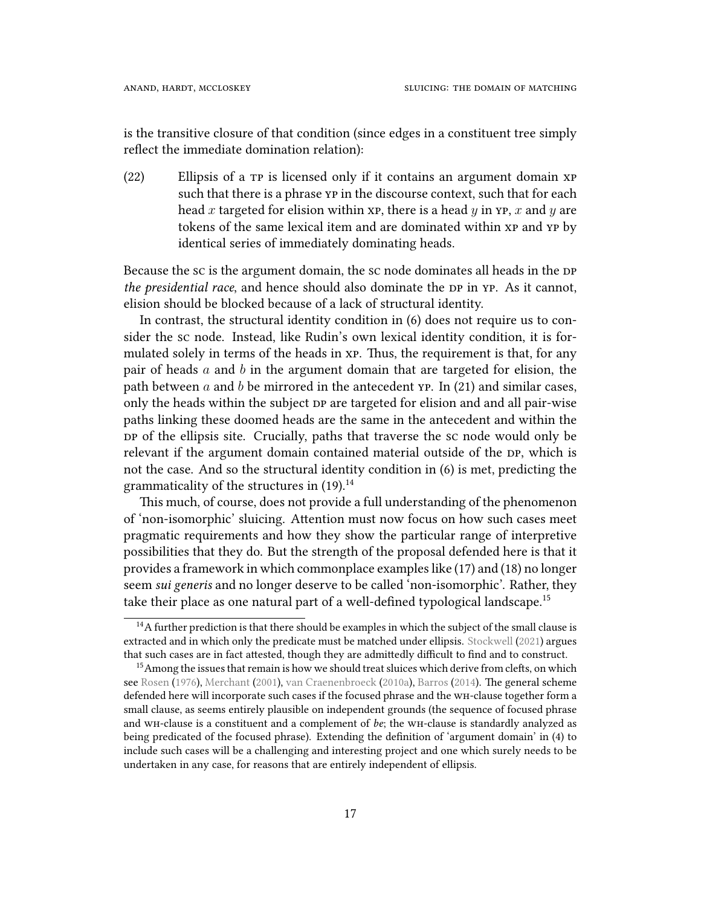is the transitive closure of that condition (since edges in a constituent tree simply reflect the immediate domination relation):

(22) Ellipsis of a TP is licensed only if it contains an argument domain XP such that there is a phrase YP in the discourse context, such that for each head $x$ targeted for elision within XP, there is a head $y$ in YP, $x$ and $y$ are tokens of the same lexical item and are dominated within XP and YP by identical series of immediately dominating heads.

Because the SC is the argument domain, the SC node dominates all heads in the DP *the presidential race*, and hence should also dominate the DP in YP. As it cannot, elision should be blocked because of a lack of structural identity.

In contrast, the structural identity condition in (6) does not require us to consider the SC node. Instead, like Rudin's own lexical identity condition, it is formulated solely in terms of the heads in XP. Thus, the requirement is that, for any pair of heads $a$ and $b$ in the argument domain that are targeted for elision, the path between $a$ and $b$ be mirrored in the antecedent YP. In (21) and similar cases, only the heads within the subject DP are targeted for elision and and all pair-wise paths linking these doomed heads are the same in the antecedent and within the DP of the ellipsis site. Crucially, paths that traverse the SC node would only be relevant if the argument domain contained material outside of the DP, which is not the case. And so the structural identity condition in (6) is met, predicting the grammaticality of the structures in (19).[14]

This much, of course, does not provide a full understanding of the phenomenon of 'non-isomorphic' sluicing. Attention must now focus on how such cases meet pragmatic requirements and how they show the particular range of interpretive possibilities that they do. But the strength of the proposal defended here is that it provides a framework in which commonplace examples like (17) and (18) no longer seem *sui generis* and no longer deserve to be called 'non-isomorphic'. Rather, they take their place as one natural part of a well-defined typological landscape.[15]

---

[14] A further prediction is that there should be examples in which the subject of the small clause is extracted and in which only the predicate must be matched under ellipsis. Stockwell (2021) argues that such cases are in fact attested, though they are admittedly difficult to find and to construct.

[15] Among the issues that remain is how we should treat sluices which derive from clefts, on which see Rosen (1976), Merchant (2001), van Craenenbroeck (2010a), Barros (2014). The general scheme defended here will incorporate such cases if the focused phrase and the WH-clause together form a small clause, as seems entirely plausible on independent grounds (the sequence of focused phrase and WH-clause is a constituent and a complement of *be*; the WH-clause is standardly analyzed as being predicated of the focused phrase). Extending the definition of 'argument domain' in (4) to include such cases will be a challenging and interesting project and one which surely needs to be undertaken in any case, for reasons that are entirely independent of ellipsis.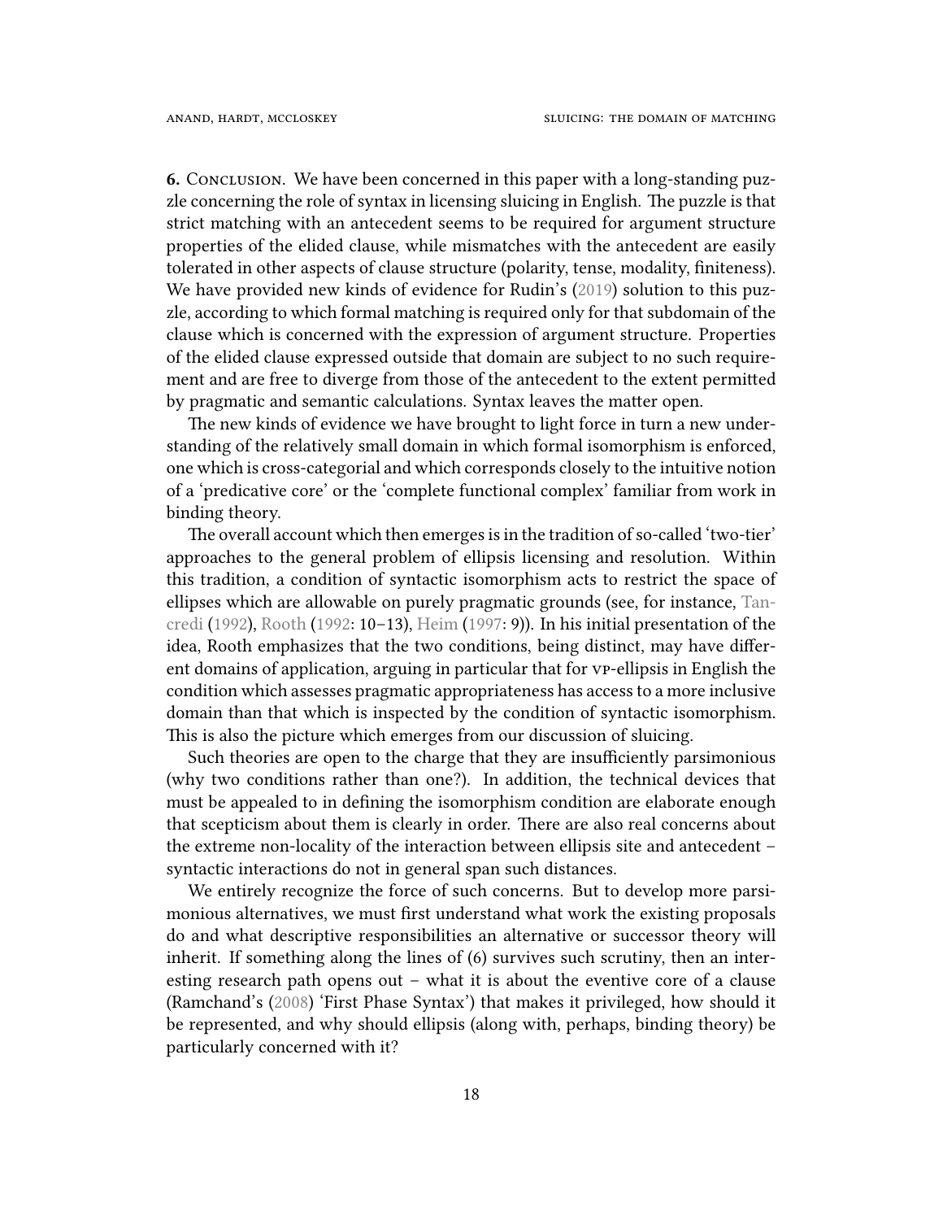**6. Conclusion.** We have been concerned in this paper with a long-standing puzzle concerning the role of syntax in licensing sluicing in English. The puzzle is that strict matching with an antecedent seems to be required for argument structure properties of the elided clause, while mismatches with the antecedent are easily tolerated in other aspects of clause structure (polarity, tense, modality, finiteness). We have provided new kinds of evidence for Rudin's (2019) solution to this puzzle, according to which formal matching is required only for that subdomain of the clause which is concerned with the expression of argument structure. Properties of the elided clause expressed outside that domain are subject to no such requirement and are free to diverge from those of the antecedent to the extent permitted by pragmatic and semantic calculations. Syntax leaves the matter open.

The new kinds of evidence we have brought to light force in turn a new understanding of the relatively small domain in which formal isomorphism is enforced, one which is cross-categorial and which corresponds closely to the intuitive notion of a 'predicative core' or the 'complete functional complex' familiar from work in binding theory.

The overall account which then emerges is in the tradition of so-called 'two-tier' approaches to the general problem of ellipsis licensing and resolution. Within this tradition, a condition of syntactic isomorphism acts to restrict the space of ellipses which are allowable on purely pragmatic grounds (see, for instance, Tancredi (1992), Rooth (1992: 10–13), Heim (1997: 9)). In his initial presentation of the idea, Rooth emphasizes that the two conditions, being distinct, may have different domains of application, arguing in particular that for VP-ellipsis in English the condition which assesses pragmatic appropriateness has access to a more inclusive domain than that which is inspected by the condition of syntactic isomorphism. This is also the picture which emerges from our discussion of sluicing.

Such theories are open to the charge that they are insufficiently parsimonious (why two conditions rather than one?). In addition, the technical devices that must be appealed to in defining the isomorphism condition are elaborate enough that scepticism about them is clearly in order. There are also real concerns about the extreme non-locality of the interaction between ellipsis site and antecedent – syntactic interactions do not in general span such distances.

We entirely recognize the force of such concerns. But to develop more parsimonious alternatives, we must first understand what work the existing proposals do and what descriptive responsibilities an alternative or successor theory will inherit. If something along the lines of (6) survives such scrutiny, then an interesting research path opens out – what it is about the eventive core of a clause (Ramchand's (2008) 'First Phase Syntax') that makes it privileged, how should it be represented, and why should ellipsis (along with, perhaps, binding theory) be particularly concerned with it?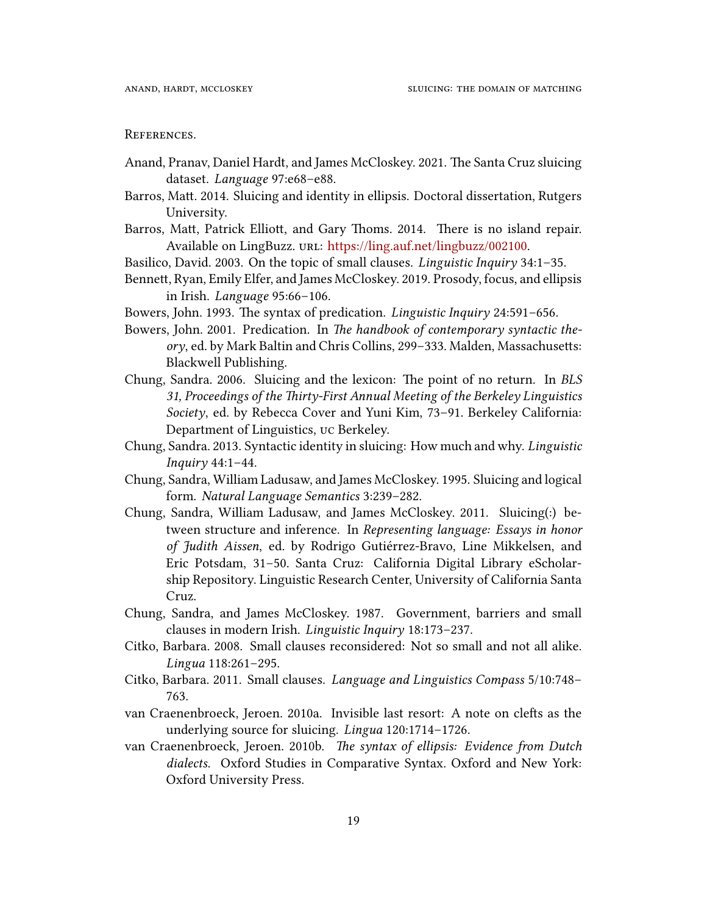References.

Anand, Pranav, Daniel Hardt, and James McCloskey. 2021. The Santa Cruz sluicing dataset. *Language* 97:e68–e88.

Barros, Matt. 2014. Sluicing and identity in ellipsis. Doctoral dissertation, Rutgers University.

Barros, Matt, Patrick Elliott, and Gary Thoms. 2014. There is no island repair. Available on LingBuzz. URL: https://ling.auf.net/lingbuzz/002100.

Basilico, David. 2003. On the topic of small clauses. *Linguistic Inquiry* 34:1–35.

Bennett, Ryan, Emily Elfer, and James McCloskey. 2019. Prosody, focus, and ellipsis in Irish. *Language* 95:66–106.

Bowers, John. 1993. The syntax of predication. *Linguistic Inquiry* 24:591–656.

Bowers, John. 2001. Predication. In *The handbook of contemporary syntactic theory*, ed. by Mark Baltin and Chris Collins, 299–333. Malden, Massachusetts: Blackwell Publishing.

Chung, Sandra. 2006. Sluicing and the lexicon: The point of no return. In *BLS 31, Proceedings of the Thirty-First Annual Meeting of the Berkeley Linguistics Society*, ed. by Rebecca Cover and Yuni Kim, 73–91. Berkeley California: Department of Linguistics, UC Berkeley.

Chung, Sandra. 2013. Syntactic identity in sluicing: How much and why. *Linguistic Inquiry* 44:1–44.

Chung, Sandra, William Ladusaw, and James McCloskey. 1995. Sluicing and logical form. *Natural Language Semantics* 3:239–282.

Chung, Sandra, William Ladusaw, and James McCloskey. 2011. Sluicing(:) between structure and inference. In *Representing language: Essays in honor of Judith Aissen*, ed. by Rodrigo Gutiérrez-Bravo, Line Mikkelsen, and Eric Potsdam, 31–50. Santa Cruz: California Digital Library eScholarship Repository. Linguistic Research Center, University of California Santa Cruz.

Chung, Sandra, and James McCloskey. 1987. Government, barriers and small clauses in modern Irish. *Linguistic Inquiry* 18:173–237.

Citko, Barbara. 2008. Small clauses reconsidered: Not so small and not all alike. *Lingua* 118:261–295.

Citko, Barbara. 2011. Small clauses. *Language and Linguistics Compass* 5/10:748–763.

van Craenenbroeck, Jeroen. 2010a. Invisible last resort: A note on clefts as the underlying source for sluicing. *Lingua* 120:1714–1726.

van Craenenbroeck, Jeroen. 2010b. *The syntax of ellipsis: Evidence from Dutch dialects.* Oxford Studies in Comparative Syntax. Oxford and New York: Oxford University Press.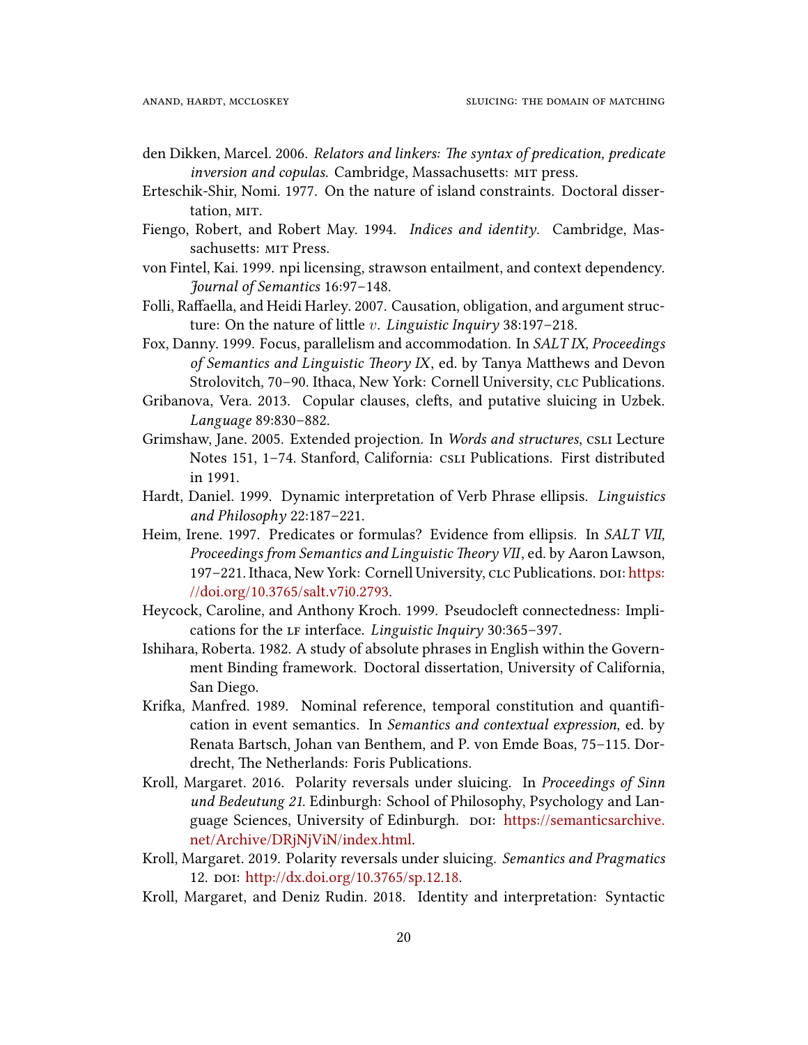den Dikken, Marcel. 2006. *Relators and linkers: The syntax of predication, predicate inversion and copulas*. Cambridge, Massachusetts: MIT press.

Erteschik-Shir, Nomi. 1977. On the nature of island constraints. Doctoral dissertation, MIT.

Fiengo, Robert, and Robert May. 1994. *Indices and identity*. Cambridge, Massachusetts: MIT Press.

von Fintel, Kai. 1999. npi licensing, strawson entailment, and context dependency. *Journal of Semantics* 16:97–148.

Folli, Raffaella, and Heidi Harley. 2007. Causation, obligation, and argument structure: On the nature of little $v$. *Linguistic Inquiry* 38:197–218.

Fox, Danny. 1999. Focus, parallelism and accommodation. In *SALT IX, Proceedings of Semantics and Linguistic Theory IX*, ed. by Tanya Matthews and Devon Strolovitch, 70–90. Ithaca, New York: Cornell University, CLC Publications.

Gribanova, Vera. 2013. Copular clauses, clefts, and putative sluicing in Uzbek. *Language* 89:830–882.

Grimshaw, Jane. 2005. Extended projection. In *Words and structures*, CSLI Lecture Notes 151, 1–74. Stanford, California: CSLI Publications. First distributed in 1991.

Hardt, Daniel. 1999. Dynamic interpretation of Verb Phrase ellipsis. *Linguistics and Philosophy* 22:187–221.

Heim, Irene. 1997. Predicates or formulas? Evidence from ellipsis. In *SALT VII, Proceedings from Semantics and Linguistic Theory VII*, ed. by Aaron Lawson, 197–221. Ithaca, New York: Cornell University, CLC Publications. DOI: https://doi.org/10.3765/salt.v7i0.2793.

Heycock, Caroline, and Anthony Kroch. 1999. Pseudocleft connectedness: Implications for the LF interface. *Linguistic Inquiry* 30:365–397.

Ishihara, Roberta. 1982. A study of absolute phrases in English within the Government Binding framework. Doctoral dissertation, University of California, San Diego.

Krifka, Manfred. 1989. Nominal reference, temporal constitution and quantification in event semantics. In *Semantics and contextual expression*, ed. by Renata Bartsch, Johan van Benthem, and P. von Emde Boas, 75–115. Dordrecht, The Netherlands: Foris Publications.

Kroll, Margaret. 2016. Polarity reversals under sluicing. In *Proceedings of Sinn und Bedeutung 21*. Edinburgh: School of Philosophy, Psychology and Language Sciences, University of Edinburgh. DOI: https://semanticsarchive.net/Archive/DRjNjViN/index.html.

Kroll, Margaret. 2019. Polarity reversals under sluicing. *Semantics and Pragmatics* 12. DOI: http://dx.doi.org/10.3765/sp.12.18.

Kroll, Margaret, and Deniz Rudin. 2018. Identity and interpretation: Syntactic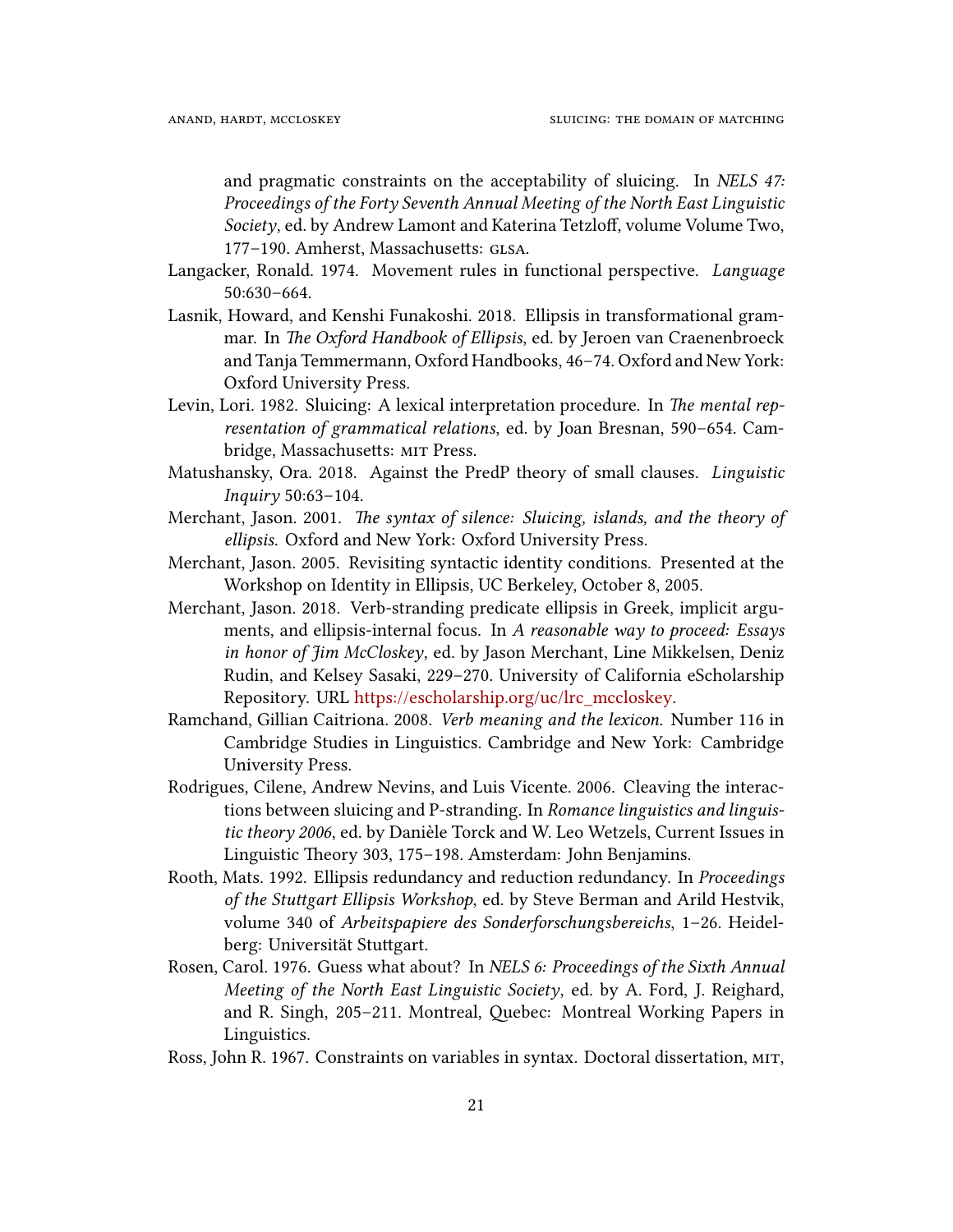and pragmatic constraints on the acceptability of sluicing. In *NELS 47: Proceedings of the Forty Seventh Annual Meeting of the North East Linguistic Society*, ed. by Andrew Lamont and Katerina Tetzloff, volume Volume Two, 177–190. Amherst, Massachusetts: GLSA.

Langacker, Ronald. 1974. Movement rules in functional perspective. *Language* 50:630–664.

Lasnik, Howard, and Kenshi Funakoshi. 2018. Ellipsis in transformational grammar. In *The Oxford Handbook of Ellipsis*, ed. by Jeroen van Craenenbroeck and Tanja Temmermann, Oxford Handbooks, 46–74. Oxford and New York: Oxford University Press.

Levin, Lori. 1982. Sluicing: A lexical interpretation procedure. In *The mental representation of grammatical relations*, ed. by Joan Bresnan, 590–654. Cambridge, Massachusetts: MIT Press.

Matushansky, Ora. 2018. Against the PredP theory of small clauses. *Linguistic Inquiry* 50:63–104.

Merchant, Jason. 2001. *The syntax of silence: Sluicing, islands, and the theory of ellipsis.* Oxford and New York: Oxford University Press.

Merchant, Jason. 2005. Revisiting syntactic identity conditions. Presented at the Workshop on Identity in Ellipsis, UC Berkeley, October 8, 2005.

Merchant, Jason. 2018. Verb-stranding predicate ellipsis in Greek, implicit arguments, and ellipsis-internal focus. In *A reasonable way to proceed: Essays in honor of Jim McCloskey*, ed. by Jason Merchant, Line Mikkelsen, Deniz Rudin, and Kelsey Sasaki, 229–270. University of California eScholarship Repository. URL https://escholarship.org/uc/lrc_mccloskey.

Ramchand, Gillian Caitriona. 2008. *Verb meaning and the lexicon.* Number 116 in Cambridge Studies in Linguistics. Cambridge and New York: Cambridge University Press.

Rodrigues, Cilene, Andrew Nevins, and Luis Vicente. 2006. Cleaving the interactions between sluicing and P-stranding. In *Romance linguistics and linguistic theory 2006*, ed. by Danièle Torck and W. Leo Wetzels, Current Issues in Linguistic Theory 303, 175–198. Amsterdam: John Benjamins.

Rooth, Mats. 1992. Ellipsis redundancy and reduction redundancy. In *Proceedings of the Stuttgart Ellipsis Workshop*, ed. by Steve Berman and Arild Hestvik, volume 340 of *Arbeitspapiere des Sonderforschungsbereichs*, 1–26. Heidelberg: Universität Stuttgart.

Rosen, Carol. 1976. Guess what about? In *NELS 6: Proceedings of the Sixth Annual Meeting of the North East Linguistic Society*, ed. by A. Ford, J. Reighard, and R. Singh, 205–211. Montreal, Quebec: Montreal Working Papers in Linguistics.

Ross, John R. 1967. Constraints on variables in syntax. Doctoral dissertation, MIT,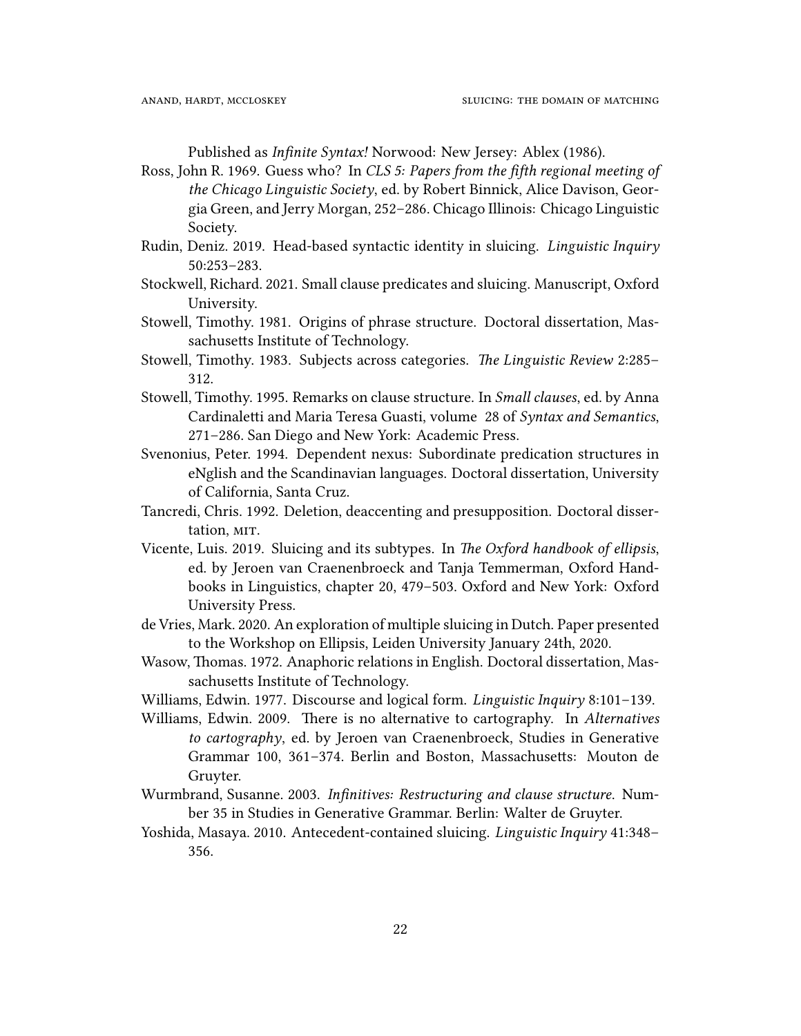Published as *Infinite Syntax!* Norwood: New Jersey: Ablex (1986).

Ross, John R. 1969. Guess who? In *CLS 5: Papers from the fifth regional meeting of the Chicago Linguistic Society*, ed. by Robert Binnick, Alice Davison, Georgia Green, and Jerry Morgan, 252–286. Chicago Illinois: Chicago Linguistic Society.

Rudin, Deniz. 2019. Head-based syntactic identity in sluicing. *Linguistic Inquiry* 50:253–283.

Stockwell, Richard. 2021. Small clause predicates and sluicing. Manuscript, Oxford University.

Stowell, Timothy. 1981. Origins of phrase structure. Doctoral dissertation, Massachusetts Institute of Technology.

Stowell, Timothy. 1983. Subjects across categories. *The Linguistic Review* 2:285–312.

Stowell, Timothy. 1995. Remarks on clause structure. In *Small clauses*, ed. by Anna Cardinaletti and Maria Teresa Guasti, volume 28 of *Syntax and Semantics*, 271–286. San Diego and New York: Academic Press.

Svenonius, Peter. 1994. Dependent nexus: Subordinate predication structures in eNglish and the Scandinavian languages. Doctoral dissertation, University of California, Santa Cruz.

Tancredi, Chris. 1992. Deletion, deaccenting and presupposition. Doctoral dissertation, MIT.

Vicente, Luis. 2019. Sluicing and its subtypes. In *The Oxford handbook of ellipsis*, ed. by Jeroen van Craenenbroeck and Tanja Temmerman, Oxford Handbooks in Linguistics, chapter 20, 479–503. Oxford and New York: Oxford University Press.

de Vries, Mark. 2020. An exploration of multiple sluicing in Dutch. Paper presented to the Workshop on Ellipsis, Leiden University January 24th, 2020.

Wasow, Thomas. 1972. Anaphoric relations in English. Doctoral dissertation, Massachusetts Institute of Technology.

Williams, Edwin. 1977. Discourse and logical form. *Linguistic Inquiry* 8:101–139.

Williams, Edwin. 2009. There is no alternative to cartography. In *Alternatives to cartography*, ed. by Jeroen van Craenenbroeck, Studies in Generative Grammar 100, 361–374. Berlin and Boston, Massachusetts: Mouton de Gruyter.

Wurmbrand, Susanne. 2003. *Infinitives: Restructuring and clause structure*. Number 35 in Studies in Generative Grammar. Berlin: Walter de Gruyter.

Yoshida, Masaya. 2010. Antecedent-contained sluicing. *Linguistic Inquiry* 41:348–356.